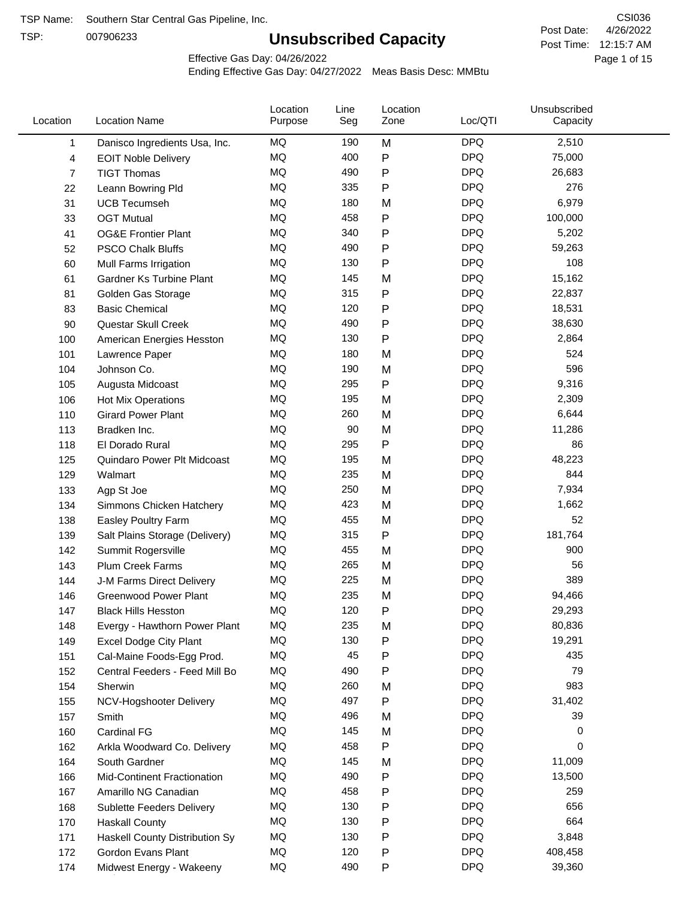TSP Name: Southern Star Central Gas Pipeline, Inc.

TSP: 007906233

# Unsubscribed Capacity

CSI036

Post Date: 4/26/2022

Post Time: 12:15:7 AM

Effective Gas Day: 04/26/2022

Ending Effective Gas Day: 04/27/2022 Meas Basis Desc: MMBtu

| Location | Location Name | Location Purpose | Line Seg | Location Zone | Loc/QTI | Unsubscribed Capacity |
|---|---|---|---|---|---|---|
| 1 | Danisco Ingredients Usa, Inc. | MQ | 190 | M | DPQ | 2,510 |
| 4 | EOIT Noble Delivery | MQ | 400 | P | DPQ | 75,000 |
| 7 | TIGT Thomas | MQ | 490 | P | DPQ | 26,683 |
| 22 | Leann Bowring Pld | MQ | 335 | P | DPQ | 276 |
| 31 | UCB Tecumseh | MQ | 180 | M | DPQ | 6,979 |
| 33 | OGT Mutual | MQ | 458 | P | DPQ | 100,000 |
| 41 | OG&E Frontier Plant | MQ | 340 | P | DPQ | 5,202 |
| 52 | PSCO Chalk Bluffs | MQ | 490 | P | DPQ | 59,263 |
| 60 | Mull Farms Irrigation | MQ | 130 | P | DPQ | 108 |
| 61 | Gardner Ks Turbine Plant | MQ | 145 | M | DPQ | 15,162 |
| 81 | Golden Gas Storage | MQ | 315 | P | DPQ | 22,837 |
| 83 | Basic Chemical | MQ | 120 | P | DPQ | 18,531 |
| 90 | Questar Skull Creek | MQ | 490 | P | DPQ | 38,630 |
| 100 | American Energies Hesston | MQ | 130 | P | DPQ | 2,864 |
| 101 | Lawrence Paper | MQ | 180 | M | DPQ | 524 |
| 104 | Johnson Co. | MQ | 190 | M | DPQ | 596 |
| 105 | Augusta Midcoast | MQ | 295 | P | DPQ | 9,316 |
| 106 | Hot Mix Operations | MQ | 195 | M | DPQ | 2,309 |
| 110 | Girard Power Plant | MQ | 260 | M | DPQ | 6,644 |
| 113 | Bradken Inc. | MQ | 90 | M | DPQ | 11,286 |
| 118 | El Dorado Rural | MQ | 295 | P | DPQ | 86 |
| 125 | Quindaro Power Plt Midcoast | MQ | 195 | M | DPQ | 48,223 |
| 129 | Walmart | MQ | 235 | M | DPQ | 844 |
| 133 | Agp St Joe | MQ | 250 | M | DPQ | 7,934 |
| 134 | Simmons Chicken Hatchery | MQ | 423 | M | DPQ | 1,662 |
| 138 | Easley Poultry Farm | MQ | 455 | M | DPQ | 52 |
| 139 | Salt Plains Storage (Delivery) | MQ | 315 | P | DPQ | 181,764 |
| 142 | Summit Rogersville | MQ | 455 | M | DPQ | 900 |
| 143 | Plum Creek Farms | MQ | 265 | M | DPQ | 56 |
| 144 | J-M Farms Direct Delivery | MQ | 225 | M | DPQ | 389 |
| 146 | Greenwood Power Plant | MQ | 235 | M | DPQ | 94,466 |
| 147 | Black Hills Hesston | MQ | 120 | P | DPQ | 29,293 |
| 148 | Evergy - Hawthorn Power Plant | MQ | 235 | M | DPQ | 80,836 |
| 149 | Excel Dodge City Plant | MQ | 130 | P | DPQ | 19,291 |
| 151 | Cal-Maine Foods-Egg Prod. | MQ | 45 | P | DPQ | 435 |
| 152 | Central Feeders - Feed Mill Bo | MQ | 490 | P | DPQ | 79 |
| 154 | Sherwin | MQ | 260 | M | DPQ | 983 |
| 155 | NCV-Hogshooter Delivery | MQ | 497 | P | DPQ | 31,402 |
| 157 | Smith | MQ | 496 | M | DPQ | 39 |
| 160 | Cardinal FG | MQ | 145 | M | DPQ | 0 |
| 162 | Arkla Woodward Co. Delivery | MQ | 458 | P | DPQ | 0 |
| 164 | South Gardner | MQ | 145 | M | DPQ | 11,009 |
| 166 | Mid-Continent Fractionation | MQ | 490 | P | DPQ | 13,500 |
| 167 | Amarillo NG Canadian | MQ | 458 | P | DPQ | 259 |
| 168 | Sublette Feeders Delivery | MQ | 130 | P | DPQ | 656 |
| 170 | Haskall County | MQ | 130 | P | DPQ | 664 |
| 171 | Haskall County Distribution Sy | MQ | 130 | P | DPQ | 3,848 |
| 172 | Gordon Evans Plant | MQ | 120 | P | DPQ | 408,458 |
| 174 | Midwest Energy - Wakeeny | MQ | 490 | P | DPQ | 39,360 |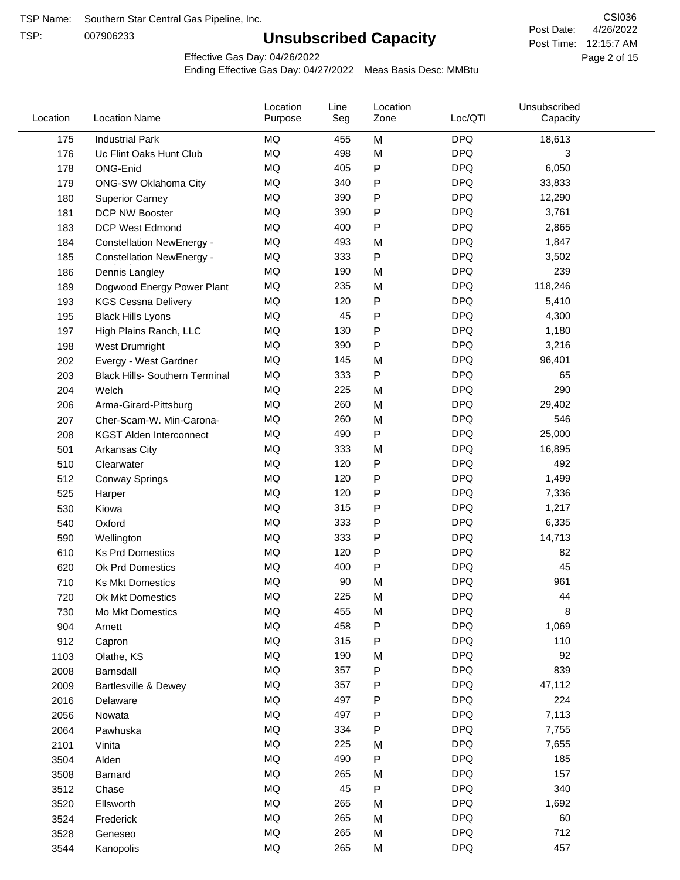TSP Name: Southern Star Central Gas Pipeline, Inc.
TSP: 007906233

# Unsubscribed Capacity

CSI036
Post Date: 4/26/2022
Post Time: 12:15:7 AM

Effective Gas Day: 04/26/2022
Ending Effective Gas Day: 04/27/2022 Meas Basis Desc: MMBtu

| Location | Location Name | Location Purpose | Line Seg | Location Zone | Loc/QTI | Unsubscribed Capacity |
|---|---|---|---|---|---|---|
| 175 | Industrial Park | MQ | 455 | M | DPQ | 18,613 |
| 176 | Uc Flint Oaks Hunt Club | MQ | 498 | M | DPQ | 3 |
| 178 | ONG-Enid | MQ | 405 | P | DPQ | 6,050 |
| 179 | ONG-SW Oklahoma City | MQ | 340 | P | DPQ | 33,833 |
| 180 | Superior Carney | MQ | 390 | P | DPQ | 12,290 |
| 181 | DCP NW Booster | MQ | 390 | P | DPQ | 3,761 |
| 183 | DCP West Edmond | MQ | 400 | P | DPQ | 2,865 |
| 184 | Constellation NewEnergy - | MQ | 493 | M | DPQ | 1,847 |
| 185 | Constellation NewEnergy - | MQ | 333 | P | DPQ | 3,502 |
| 186 | Dennis Langley | MQ | 190 | M | DPQ | 239 |
| 189 | Dogwood Energy Power Plant | MQ | 235 | M | DPQ | 118,246 |
| 193 | KGS Cessna Delivery | MQ | 120 | P | DPQ | 5,410 |
| 195 | Black Hills Lyons | MQ | 45 | P | DPQ | 4,300 |
| 197 | High Plains Ranch, LLC | MQ | 130 | P | DPQ | 1,180 |
| 198 | West Drumright | MQ | 390 | P | DPQ | 3,216 |
| 202 | Evergy - West Gardner | MQ | 145 | M | DPQ | 96,401 |
| 203 | Black Hills- Southern Terminal | MQ | 333 | P | DPQ | 65 |
| 204 | Welch | MQ | 225 | M | DPQ | 290 |
| 206 | Arma-Girard-Pittsburg | MQ | 260 | M | DPQ | 29,402 |
| 207 | Cher-Scam-W. Min-Carona- | MQ | 260 | M | DPQ | 546 |
| 208 | KGST Alden Interconnect | MQ | 490 | P | DPQ | 25,000 |
| 501 | Arkansas City | MQ | 333 | M | DPQ | 16,895 |
| 510 | Clearwater | MQ | 120 | P | DPQ | 492 |
| 512 | Conway Springs | MQ | 120 | P | DPQ | 1,499 |
| 525 | Harper | MQ | 120 | P | DPQ | 7,336 |
| 530 | Kiowa | MQ | 315 | P | DPQ | 1,217 |
| 540 | Oxford | MQ | 333 | P | DPQ | 6,335 |
| 590 | Wellington | MQ | 333 | P | DPQ | 14,713 |
| 610 | Ks Prd Domestics | MQ | 120 | P | DPQ | 82 |
| 620 | Ok Prd Domestics | MQ | 400 | P | DPQ | 45 |
| 710 | Ks Mkt Domestics | MQ | 90 | M | DPQ | 961 |
| 720 | Ok Mkt Domestics | MQ | 225 | M | DPQ | 44 |
| 730 | Mo Mkt Domestics | MQ | 455 | M | DPQ | 8 |
| 904 | Arnett | MQ | 458 | P | DPQ | 1,069 |
| 912 | Capron | MQ | 315 | P | DPQ | 110 |
| 1103 | Olathe, KS | MQ | 190 | M | DPQ | 92 |
| 2008 | Barnsdall | MQ | 357 | P | DPQ | 839 |
| 2009 | Bartlesville & Dewey | MQ | 357 | P | DPQ | 47,112 |
| 2016 | Delaware | MQ | 497 | P | DPQ | 224 |
| 2056 | Nowata | MQ | 497 | P | DPQ | 7,113 |
| 2064 | Pawhuska | MQ | 334 | P | DPQ | 7,755 |
| 2101 | Vinita | MQ | 225 | M | DPQ | 7,655 |
| 3504 | Alden | MQ | 490 | P | DPQ | 185 |
| 3508 | Barnard | MQ | 265 | M | DPQ | 157 |
| 3512 | Chase | MQ | 45 | P | DPQ | 340 |
| 3520 | Ellsworth | MQ | 265 | M | DPQ | 1,692 |
| 3524 | Frederick | MQ | 265 | M | DPQ | 60 |
| 3528 | Geneseo | MQ | 265 | M | DPQ | 712 |
| 3544 | Kanopolis | MQ | 265 | M | DPQ | 457 |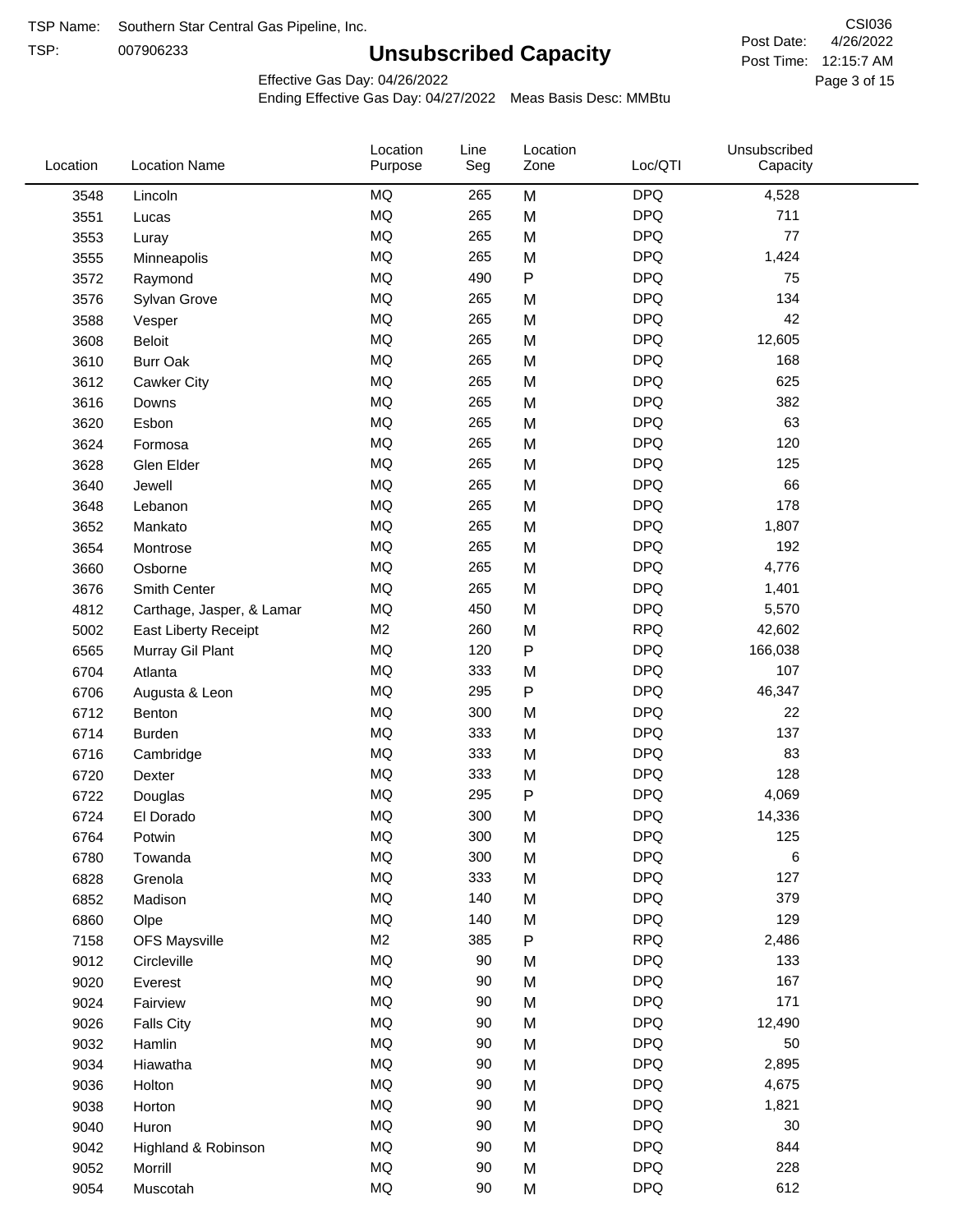TSP Name: Southern Star Central Gas Pipeline, Inc.
TSP: 007906233

# Unsubscribed Capacity

CSI036
Post Date: 4/26/2022
Post Time: 12:15:7 AM

Effective Gas Day: 04/26/2022
Ending Effective Gas Day: 04/27/2022 Meas Basis Desc: MMBtu

| Location | Location Name | Location Purpose | Line Seg | Location Zone | Loc/QTI | Unsubscribed Capacity |
|---|---|---|---|---|---|---|
| 3548 | Lincoln | MQ | 265 | M | DPQ | 4,528 |
| 3551 | Lucas | MQ | 265 | M | DPQ | 711 |
| 3553 | Luray | MQ | 265 | M | DPQ | 77 |
| 3555 | Minneapolis | MQ | 265 | M | DPQ | 1,424 |
| 3572 | Raymond | MQ | 490 | P | DPQ | 75 |
| 3576 | Sylvan Grove | MQ | 265 | M | DPQ | 134 |
| 3588 | Vesper | MQ | 265 | M | DPQ | 42 |
| 3608 | Beloit | MQ | 265 | M | DPQ | 12,605 |
| 3610 | Burr Oak | MQ | 265 | M | DPQ | 168 |
| 3612 | Cawker City | MQ | 265 | M | DPQ | 625 |
| 3616 | Downs | MQ | 265 | M | DPQ | 382 |
| 3620 | Esbon | MQ | 265 | M | DPQ | 63 |
| 3624 | Formosa | MQ | 265 | M | DPQ | 120 |
| 3628 | Glen Elder | MQ | 265 | M | DPQ | 125 |
| 3640 | Jewell | MQ | 265 | M | DPQ | 66 |
| 3648 | Lebanon | MQ | 265 | M | DPQ | 178 |
| 3652 | Mankato | MQ | 265 | M | DPQ | 1,807 |
| 3654 | Montrose | MQ | 265 | M | DPQ | 192 |
| 3660 | Osborne | MQ | 265 | M | DPQ | 4,776 |
| 3676 | Smith Center | MQ | 265 | M | DPQ | 1,401 |
| 4812 | Carthage, Jasper, & Lamar | MQ | 450 | M | DPQ | 5,570 |
| 5002 | East Liberty Receipt | M2 | 260 | M | RPQ | 42,602 |
| 6565 | Murray Gil Plant | MQ | 120 | P | DPQ | 166,038 |
| 6704 | Atlanta | MQ | 333 | M | DPQ | 107 |
| 6706 | Augusta & Leon | MQ | 295 | P | DPQ | 46,347 |
| 6712 | Benton | MQ | 300 | M | DPQ | 22 |
| 6714 | Burden | MQ | 333 | M | DPQ | 137 |
| 6716 | Cambridge | MQ | 333 | M | DPQ | 83 |
| 6720 | Dexter | MQ | 333 | M | DPQ | 128 |
| 6722 | Douglas | MQ | 295 | P | DPQ | 4,069 |
| 6724 | El Dorado | MQ | 300 | M | DPQ | 14,336 |
| 6764 | Potwin | MQ | 300 | M | DPQ | 125 |
| 6780 | Towanda | MQ | 300 | M | DPQ | 6 |
| 6828 | Grenola | MQ | 333 | M | DPQ | 127 |
| 6852 | Madison | MQ | 140 | M | DPQ | 379 |
| 6860 | Olpe | MQ | 140 | M | DPQ | 129 |
| 7158 | OFS Maysville | M2 | 385 | P | RPQ | 2,486 |
| 9012 | Circleville | MQ | 90 | M | DPQ | 133 |
| 9020 | Everest | MQ | 90 | M | DPQ | 167 |
| 9024 | Fairview | MQ | 90 | M | DPQ | 171 |
| 9026 | Falls City | MQ | 90 | M | DPQ | 12,490 |
| 9032 | Hamlin | MQ | 90 | M | DPQ | 50 |
| 9034 | Hiawatha | MQ | 90 | M | DPQ | 2,895 |
| 9036 | Holton | MQ | 90 | M | DPQ | 4,675 |
| 9038 | Horton | MQ | 90 | M | DPQ | 1,821 |
| 9040 | Huron | MQ | 90 | M | DPQ | 30 |
| 9042 | Highland & Robinson | MQ | 90 | M | DPQ | 844 |
| 9052 | Morrill | MQ | 90 | M | DPQ | 228 |
| 9054 | Muscotah | MQ | 90 | M | DPQ | 612 |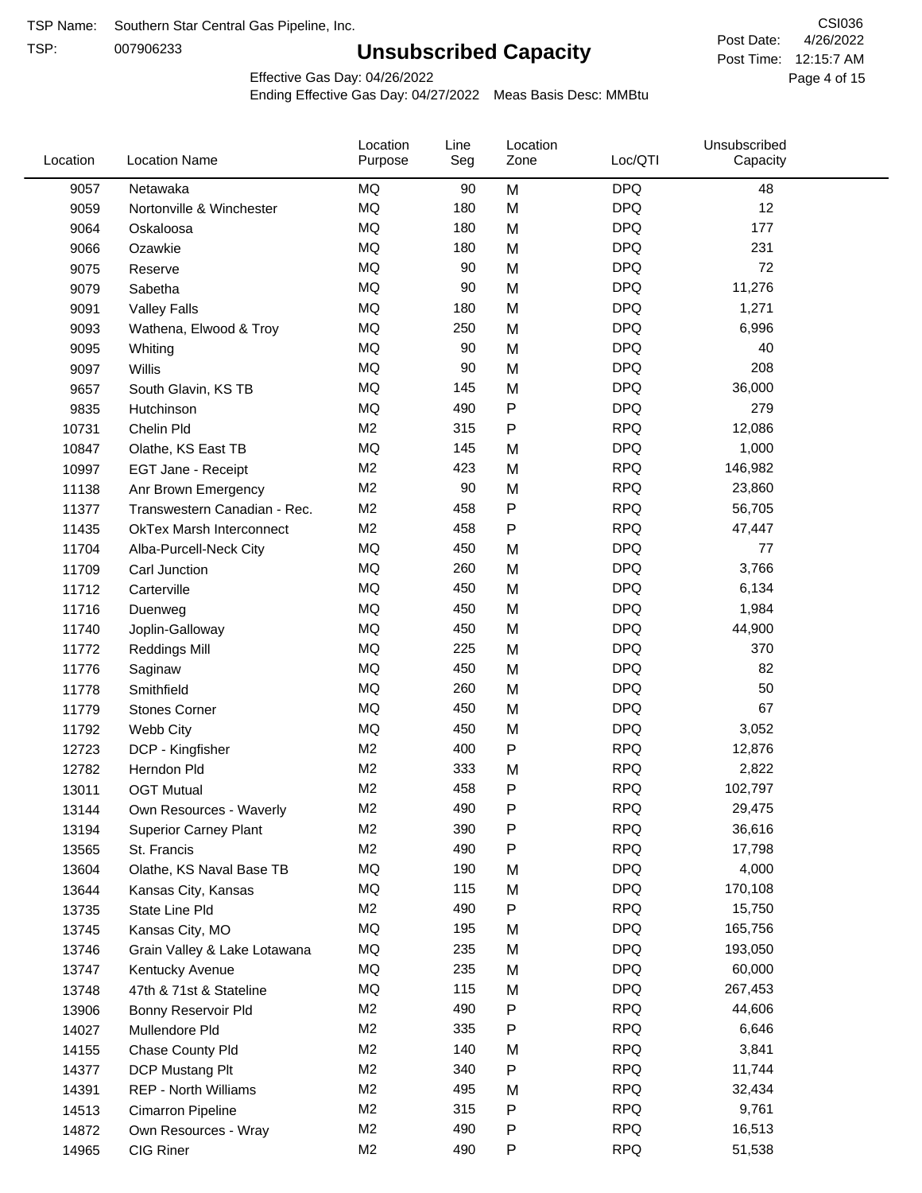TSP Name: Southern Star Central Gas Pipeline, Inc.

TSP: 007906233

# Unsubscribed Capacity

CSI036

Post Date: 4/26/2022

Post Time: 12:15:7 AM

Effective Gas Day: 04/26/2022

Ending Effective Gas Day: 04/27/2022 Meas Basis Desc: MMBtu

| Location | Location Name | Location Purpose | Line Seg | Location Zone | Loc/QTI | Unsubscribed Capacity |
|---|---|---|---|---|---|---|
| 9057 | Netawaka | MQ | 90 | M | DPQ | 48 |
| 9059 | Nortonville & Winchester | MQ | 180 | M | DPQ | 12 |
| 9064 | Oskaloosa | MQ | 180 | M | DPQ | 177 |
| 9066 | Ozawkie | MQ | 180 | M | DPQ | 231 |
| 9075 | Reserve | MQ | 90 | M | DPQ | 72 |
| 9079 | Sabetha | MQ | 90 | M | DPQ | 11,276 |
| 9091 | Valley Falls | MQ | 180 | M | DPQ | 1,271 |
| 9093 | Wathena, Elwood & Troy | MQ | 250 | M | DPQ | 6,996 |
| 9095 | Whiting | MQ | 90 | M | DPQ | 40 |
| 9097 | Willis | MQ | 90 | M | DPQ | 208 |
| 9657 | South Glavin, KS TB | MQ | 145 | M | DPQ | 36,000 |
| 9835 | Hutchinson | MQ | 490 | P | DPQ | 279 |
| 10731 | Chelin Pld | M2 | 315 | P | RPQ | 12,086 |
| 10847 | Olathe, KS East TB | MQ | 145 | M | DPQ | 1,000 |
| 10997 | EGT Jane - Receipt | M2 | 423 | M | RPQ | 146,982 |
| 11138 | Anr Brown Emergency | M2 | 90 | M | RPQ | 23,860 |
| 11377 | Transwestern Canadian - Rec. | M2 | 458 | P | RPQ | 56,705 |
| 11435 | OkTex Marsh Interconnect | M2 | 458 | P | RPQ | 47,447 |
| 11704 | Alba-Purcell-Neck City | MQ | 450 | M | DPQ | 77 |
| 11709 | Carl Junction | MQ | 260 | M | DPQ | 3,766 |
| 11712 | Carterville | MQ | 450 | M | DPQ | 6,134 |
| 11716 | Duenweg | MQ | 450 | M | DPQ | 1,984 |
| 11740 | Joplin-Galloway | MQ | 450 | M | DPQ | 44,900 |
| 11772 | Reddings Mill | MQ | 225 | M | DPQ | 370 |
| 11776 | Saginaw | MQ | 450 | M | DPQ | 82 |
| 11778 | Smithfield | MQ | 260 | M | DPQ | 50 |
| 11779 | Stones Corner | MQ | 450 | M | DPQ | 67 |
| 11792 | Webb City | MQ | 450 | M | DPQ | 3,052 |
| 12723 | DCP - Kingfisher | M2 | 400 | P | RPQ | 12,876 |
| 12782 | Herndon Pld | M2 | 333 | M | RPQ | 2,822 |
| 13011 | OGT Mutual | M2 | 458 | P | RPQ | 102,797 |
| 13144 | Own Resources - Waverly | M2 | 490 | P | RPQ | 29,475 |
| 13194 | Superior Carney Plant | M2 | 390 | P | RPQ | 36,616 |
| 13565 | St. Francis | M2 | 490 | P | RPQ | 17,798 |
| 13604 | Olathe, KS Naval Base TB | MQ | 190 | M | DPQ | 4,000 |
| 13644 | Kansas City, Kansas | MQ | 115 | M | DPQ | 170,108 |
| 13735 | State Line Pld | M2 | 490 | P | RPQ | 15,750 |
| 13745 | Kansas City, MO | MQ | 195 | M | DPQ | 165,756 |
| 13746 | Grain Valley & Lake Lotawana | MQ | 235 | M | DPQ | 193,050 |
| 13747 | Kentucky Avenue | MQ | 235 | M | DPQ | 60,000 |
| 13748 | 47th & 71st & Stateline | MQ | 115 | M | DPQ | 267,453 |
| 13906 | Bonny Reservoir Pld | M2 | 490 | P | RPQ | 44,606 |
| 14027 | Mullendore Pld | M2 | 335 | P | RPQ | 6,646 |
| 14155 | Chase County Pld | M2 | 140 | M | RPQ | 3,841 |
| 14377 | DCP Mustang Plt | M2 | 340 | P | RPQ | 11,744 |
| 14391 | REP - North Williams | M2 | 495 | M | RPQ | 32,434 |
| 14513 | Cimarron Pipeline | M2 | 315 | P | RPQ | 9,761 |
| 14872 | Own Resources - Wray | M2 | 490 | P | RPQ | 16,513 |
| 14965 | CIG Riner | M2 | 490 | P | RPQ | 51,538 |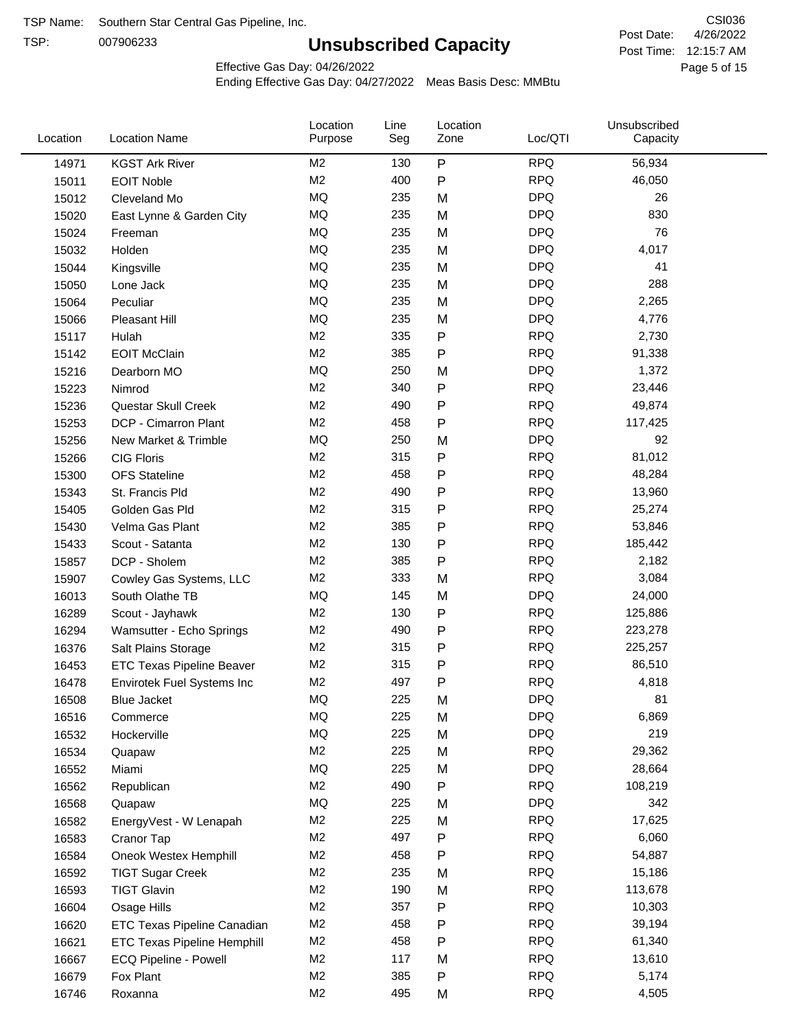TSP Name: Southern Star Central Gas Pipeline, Inc.

TSP: 007906233

# Unsubscribed Capacity

CSI036

Post Date: 4/26/2022

Post Time: 12:15:7 AM

Effective Gas Day: 04/26/2022

Ending Effective Gas Day: 04/27/2022 Meas Basis Desc: MMBtu

| Location | Location Name | Location Purpose | Line Seg | Location Zone | Loc/QTI | Unsubscribed Capacity |
|---|---|---|---|---|---|---|
| 14971 | KGST Ark River | M2 | 130 | P | RPQ | 56,934 |
| 15011 | EOIT Noble | M2 | 400 | P | RPQ | 46,050 |
| 15012 | Cleveland Mo | MQ | 235 | M | DPQ | 26 |
| 15020 | East Lynne & Garden City | MQ | 235 | M | DPQ | 830 |
| 15024 | Freeman | MQ | 235 | M | DPQ | 76 |
| 15032 | Holden | MQ | 235 | M | DPQ | 4,017 |
| 15044 | Kingsville | MQ | 235 | M | DPQ | 41 |
| 15050 | Lone Jack | MQ | 235 | M | DPQ | 288 |
| 15064 | Peculiar | MQ | 235 | M | DPQ | 2,265 |
| 15066 | Pleasant Hill | MQ | 235 | M | DPQ | 4,776 |
| 15117 | Hulah | M2 | 335 | P | RPQ | 2,730 |
| 15142 | EOIT McClain | M2 | 385 | P | RPQ | 91,338 |
| 15216 | Dearborn MO | MQ | 250 | M | DPQ | 1,372 |
| 15223 | Nimrod | M2 | 340 | P | RPQ | 23,446 |
| 15236 | Questar Skull Creek | M2 | 490 | P | RPQ | 49,874 |
| 15253 | DCP - Cimarron Plant | M2 | 458 | P | RPQ | 117,425 |
| 15256 | New Market & Trimble | MQ | 250 | M | DPQ | 92 |
| 15266 | CIG Floris | M2 | 315 | P | RPQ | 81,012 |
| 15300 | OFS Stateline | M2 | 458 | P | RPQ | 48,284 |
| 15343 | St. Francis Pld | M2 | 490 | P | RPQ | 13,960 |
| 15405 | Golden Gas Pld | M2 | 315 | P | RPQ | 25,274 |
| 15430 | Velma Gas Plant | M2 | 385 | P | RPQ | 53,846 |
| 15433 | Scout - Satanta | M2 | 130 | P | RPQ | 185,442 |
| 15857 | DCP - Sholem | M2 | 385 | P | RPQ | 2,182 |
| 15907 | Cowley Gas Systems, LLC | M2 | 333 | M | RPQ | 3,084 |
| 16013 | South Olathe TB | MQ | 145 | M | DPQ | 24,000 |
| 16289 | Scout - Jayhawk | M2 | 130 | P | RPQ | 125,886 |
| 16294 | Wamsutter - Echo Springs | M2 | 490 | P | RPQ | 223,278 |
| 16376 | Salt Plains Storage | M2 | 315 | P | RPQ | 225,257 |
| 16453 | ETC Texas Pipeline Beaver | M2 | 315 | P | RPQ | 86,510 |
| 16478 | Envirotek Fuel Systems Inc | M2 | 497 | P | RPQ | 4,818 |
| 16508 | Blue Jacket | MQ | 225 | M | DPQ | 81 |
| 16516 | Commerce | MQ | 225 | M | DPQ | 6,869 |
| 16532 | Hockerville | MQ | 225 | M | DPQ | 219 |
| 16534 | Quapaw | M2 | 225 | M | RPQ | 29,362 |
| 16552 | Miami | MQ | 225 | M | DPQ | 28,664 |
| 16562 | Republican | M2 | 490 | P | RPQ | 108,219 |
| 16568 | Quapaw | MQ | 225 | M | DPQ | 342 |
| 16582 | EnergyVest - W Lenapah | M2 | 225 | M | RPQ | 17,625 |
| 16583 | Cranor Tap | M2 | 497 | P | RPQ | 6,060 |
| 16584 | Oneok Westex Hemphill | M2 | 458 | P | RPQ | 54,887 |
| 16592 | TIGT Sugar Creek | M2 | 235 | M | RPQ | 15,186 |
| 16593 | TIGT Glavin | M2 | 190 | M | RPQ | 113,678 |
| 16604 | Osage Hills | M2 | 357 | P | RPQ | 10,303 |
| 16620 | ETC Texas Pipeline Canadian | M2 | 458 | P | RPQ | 39,194 |
| 16621 | ETC Texas Pipeline Hemphill | M2 | 458 | P | RPQ | 61,340 |
| 16667 | ECQ Pipeline - Powell | M2 | 117 | M | RPQ | 13,610 |
| 16679 | Fox Plant | M2 | 385 | P | RPQ | 5,174 |
| 16746 | Roxanna | M2 | 495 | M | RPQ | 4,505 |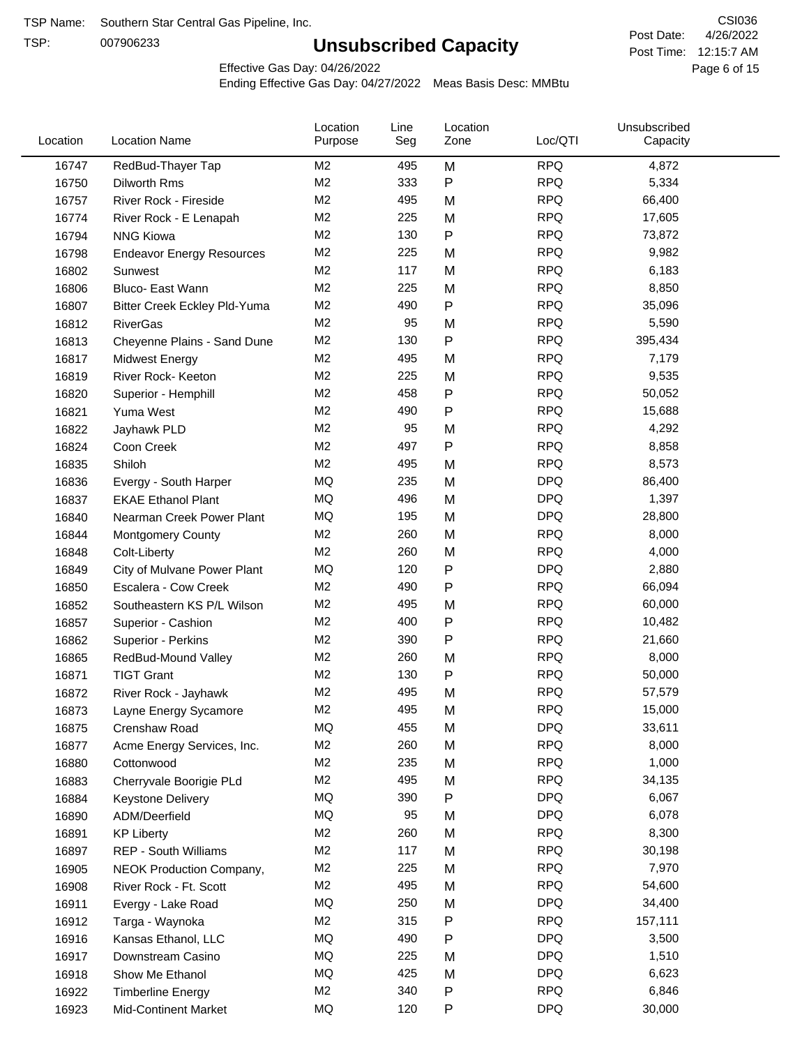TSP Name: Southern Star Central Gas Pipeline, Inc.

TSP: 007906233

# Unsubscribed Capacity

CSI036

Post Date: 4/26/2022

Post Time: 12:15:7 AM

Effective Gas Day: 04/26/2022

Ending Effective Gas Day: 04/27/2022 Meas Basis Desc: MMBtu

| Location | Location Name | Location Purpose | Line Seg | Location Zone | Loc/QTI | Unsubscribed Capacity |
|---|---|---|---|---|---|---|
| 16747 | RedBud-Thayer Tap | M2 | 495 | M | RPQ | 4,872 |
| 16750 | Dilworth Rms | M2 | 333 | P | RPQ | 5,334 |
| 16757 | River Rock - Fireside | M2 | 495 | M | RPQ | 66,400 |
| 16774 | River Rock - E Lenapah | M2 | 225 | M | RPQ | 17,605 |
| 16794 | NNG Kiowa | M2 | 130 | P | RPQ | 73,872 |
| 16798 | Endeavor Energy Resources | M2 | 225 | M | RPQ | 9,982 |
| 16802 | Sunwest | M2 | 117 | M | RPQ | 6,183 |
| 16806 | Bluco- East Wann | M2 | 225 | M | RPQ | 8,850 |
| 16807 | Bitter Creek Eckley Pld-Yuma | M2 | 490 | P | RPQ | 35,096 |
| 16812 | RiverGas | M2 | 95 | M | RPQ | 5,590 |
| 16813 | Cheyenne Plains - Sand Dune | M2 | 130 | P | RPQ | 395,434 |
| 16817 | Midwest Energy | M2 | 495 | M | RPQ | 7,179 |
| 16819 | River Rock- Keeton | M2 | 225 | M | RPQ | 9,535 |
| 16820 | Superior - Hemphill | M2 | 458 | P | RPQ | 50,052 |
| 16821 | Yuma West | M2 | 490 | P | RPQ | 15,688 |
| 16822 | Jayhawk PLD | M2 | 95 | M | RPQ | 4,292 |
| 16824 | Coon Creek | M2 | 497 | P | RPQ | 8,858 |
| 16835 | Shiloh | M2 | 495 | M | RPQ | 8,573 |
| 16836 | Evergy - South Harper | MQ | 235 | M | DPQ | 86,400 |
| 16837 | EKAE Ethanol Plant | MQ | 496 | M | DPQ | 1,397 |
| 16840 | Nearman Creek Power Plant | MQ | 195 | M | DPQ | 28,800 |
| 16844 | Montgomery County | M2 | 260 | M | RPQ | 8,000 |
| 16848 | Colt-Liberty | M2 | 260 | M | RPQ | 4,000 |
| 16849 | City of Mulvane Power Plant | MQ | 120 | P | DPQ | 2,880 |
| 16850 | Escalera - Cow Creek | M2 | 490 | P | RPQ | 66,094 |
| 16852 | Southeastern KS P/L Wilson | M2 | 495 | M | RPQ | 60,000 |
| 16857 | Superior - Cashion | M2 | 400 | P | RPQ | 10,482 |
| 16862 | Superior - Perkins | M2 | 390 | P | RPQ | 21,660 |
| 16865 | RedBud-Mound Valley | M2 | 260 | M | RPQ | 8,000 |
| 16871 | TIGT Grant | M2 | 130 | P | RPQ | 50,000 |
| 16872 | River Rock - Jayhawk | M2 | 495 | M | RPQ | 57,579 |
| 16873 | Layne Energy Sycamore | M2 | 495 | M | RPQ | 15,000 |
| 16875 | Crenshaw Road | MQ | 455 | M | DPQ | 33,611 |
| 16877 | Acme Energy Services, Inc. | M2 | 260 | M | RPQ | 8,000 |
| 16880 | Cottonwood | M2 | 235 | M | RPQ | 1,000 |
| 16883 | Cherryvale Boorigie PLd | M2 | 495 | M | RPQ | 34,135 |
| 16884 | Keystone Delivery | MQ | 390 | P | DPQ | 6,067 |
| 16890 | ADM/Deerfield | MQ | 95 | M | DPQ | 6,078 |
| 16891 | KP Liberty | M2 | 260 | M | RPQ | 8,300 |
| 16897 | REP - South Williams | M2 | 117 | M | RPQ | 30,198 |
| 16905 | NEOK Production Company, | M2 | 225 | M | RPQ | 7,970 |
| 16908 | River Rock - Ft. Scott | M2 | 495 | M | RPQ | 54,600 |
| 16911 | Evergy - Lake Road | MQ | 250 | M | DPQ | 34,400 |
| 16912 | Targa - Waynoka | M2 | 315 | P | RPQ | 157,111 |
| 16916 | Kansas Ethanol, LLC | MQ | 490 | P | DPQ | 3,500 |
| 16917 | Downstream Casino | MQ | 225 | M | DPQ | 1,510 |
| 16918 | Show Me Ethanol | MQ | 425 | M | DPQ | 6,623 |
| 16922 | Timberline Energy | M2 | 340 | P | RPQ | 6,846 |
| 16923 | Mid-Continent Market | MQ | 120 | P | DPQ | 30,000 |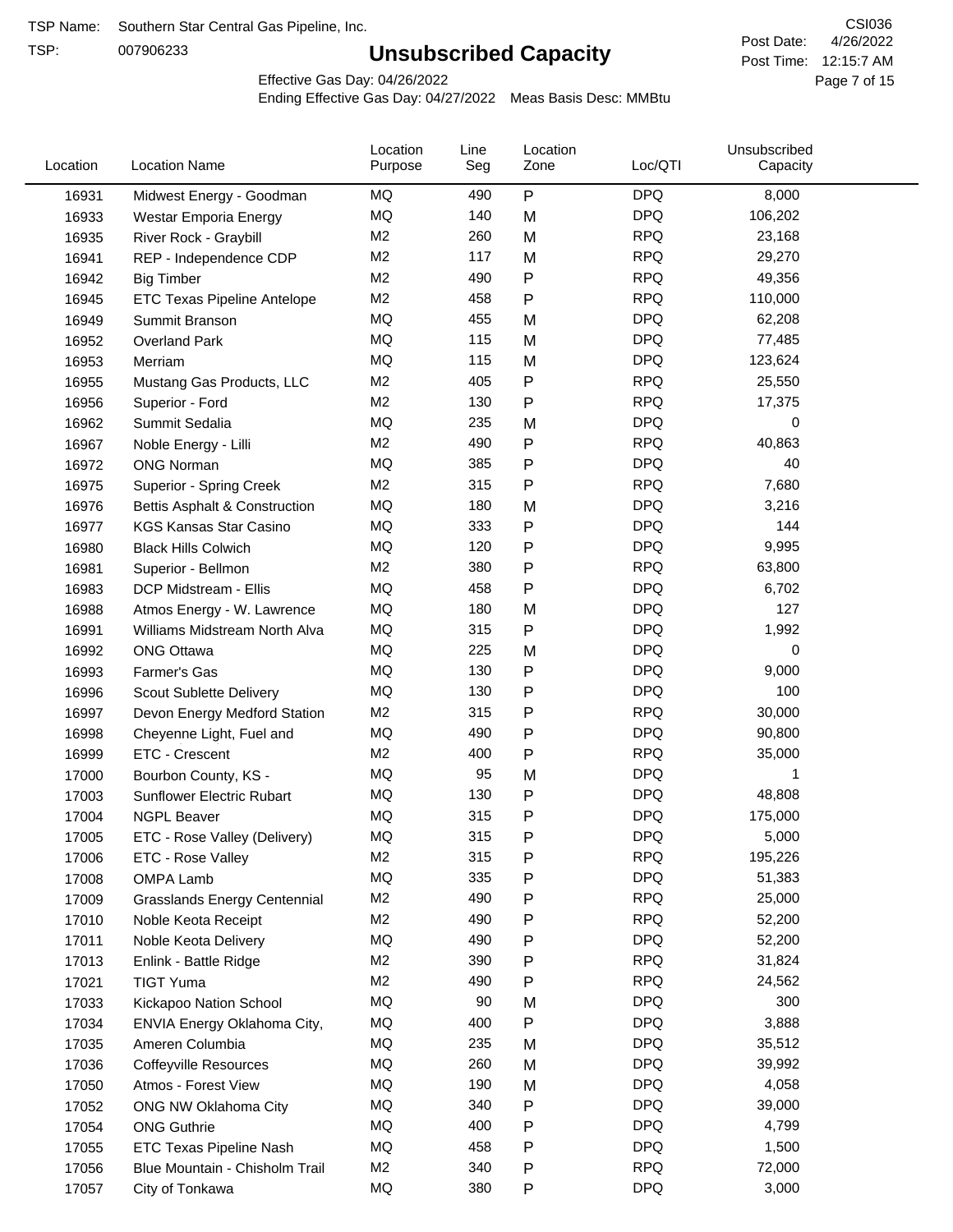TSP Name: Southern Star Central Gas Pipeline, Inc.

TSP: 007906233

# Unsubscribed Capacity

CSI036

Post Date: 4/26/2022

Post Time: 12:15:7 AM

Effective Gas Day: 04/26/2022

Ending Effective Gas Day: 04/27/2022 Meas Basis Desc: MMBtu

| Location | Location Name | Location Purpose | Line Seg | Location Zone | Loc/QTI | Unsubscribed Capacity |
|---|---|---|---|---|---|---|
| 16931 | Midwest Energy - Goodman | MQ | 490 | P | DPQ | 8,000 |
| 16933 | Westar Emporia Energy | MQ | 140 | M | DPQ | 106,202 |
| 16935 | River Rock - Graybill | M2 | 260 | M | RPQ | 23,168 |
| 16941 | REP - Independence CDP | M2 | 117 | M | RPQ | 29,270 |
| 16942 | Big Timber | M2 | 490 | P | RPQ | 49,356 |
| 16945 | ETC Texas Pipeline Antelope | M2 | 458 | P | RPQ | 110,000 |
| 16949 | Summit Branson | MQ | 455 | M | DPQ | 62,208 |
| 16952 | Overland Park | MQ | 115 | M | DPQ | 77,485 |
| 16953 | Merriam | MQ | 115 | M | DPQ | 123,624 |
| 16955 | Mustang Gas Products, LLC | M2 | 405 | P | RPQ | 25,550 |
| 16956 | Superior - Ford | M2 | 130 | P | RPQ | 17,375 |
| 16962 | Summit Sedalia | MQ | 235 | M | DPQ | 0 |
| 16967 | Noble Energy - Lilli | M2 | 490 | P | RPQ | 40,863 |
| 16972 | ONG Norman | MQ | 385 | P | DPQ | 40 |
| 16975 | Superior - Spring Creek | M2 | 315 | P | RPQ | 7,680 |
| 16976 | Bettis Asphalt & Construction | MQ | 180 | M | DPQ | 3,216 |
| 16977 | KGS Kansas Star Casino | MQ | 333 | P | DPQ | 144 |
| 16980 | Black Hills Colwich | MQ | 120 | P | DPQ | 9,995 |
| 16981 | Superior - Bellmon | M2 | 380 | P | RPQ | 63,800 |
| 16983 | DCP Midstream - Ellis | MQ | 458 | P | DPQ | 6,702 |
| 16988 | Atmos Energy - W. Lawrence | MQ | 180 | M | DPQ | 127 |
| 16991 | Williams Midstream North Alva | MQ | 315 | P | DPQ | 1,992 |
| 16992 | ONG Ottawa | MQ | 225 | M | DPQ | 0 |
| 16993 | Farmer's Gas | MQ | 130 | P | DPQ | 9,000 |
| 16996 | Scout Sublette Delivery | MQ | 130 | P | DPQ | 100 |
| 16997 | Devon Energy Medford Station | M2 | 315 | P | RPQ | 30,000 |
| 16998 | Cheyenne Light, Fuel and | MQ | 490 | P | DPQ | 90,800 |
| 16999 | ETC - Crescent | M2 | 400 | P | RPQ | 35,000 |
| 17000 | Bourbon County, KS - | MQ | 95 | M | DPQ | 1 |
| 17003 | Sunflower Electric Rubart | MQ | 130 | P | DPQ | 48,808 |
| 17004 | NGPL Beaver | MQ | 315 | P | DPQ | 175,000 |
| 17005 | ETC - Rose Valley (Delivery) | MQ | 315 | P | DPQ | 5,000 |
| 17006 | ETC - Rose Valley | M2 | 315 | P | RPQ | 195,226 |
| 17008 | OMPA Lamb | MQ | 335 | P | DPQ | 51,383 |
| 17009 | Grasslands Energy Centennial | M2 | 490 | P | RPQ | 25,000 |
| 17010 | Noble Keota Receipt | M2 | 490 | P | RPQ | 52,200 |
| 17011 | Noble Keota Delivery | MQ | 490 | P | DPQ | 52,200 |
| 17013 | Enlink - Battle Ridge | M2 | 390 | P | RPQ | 31,824 |
| 17021 | TIGT Yuma | M2 | 490 | P | RPQ | 24,562 |
| 17033 | Kickapoo Nation School | MQ | 90 | M | DPQ | 300 |
| 17034 | ENVIA Energy Oklahoma City, | MQ | 400 | P | DPQ | 3,888 |
| 17035 | Ameren Columbia | MQ | 235 | M | DPQ | 35,512 |
| 17036 | Coffeyville Resources | MQ | 260 | M | DPQ | 39,992 |
| 17050 | Atmos - Forest View | MQ | 190 | M | DPQ | 4,058 |
| 17052 | ONG NW Oklahoma City | MQ | 340 | P | DPQ | 39,000 |
| 17054 | ONG Guthrie | MQ | 400 | P | DPQ | 4,799 |
| 17055 | ETC Texas Pipeline Nash | MQ | 458 | P | DPQ | 1,500 |
| 17056 | Blue Mountain - Chisholm Trail | M2 | 340 | P | RPQ | 72,000 |
| 17057 | City of Tonkawa | MQ | 380 | P | DPQ | 3,000 |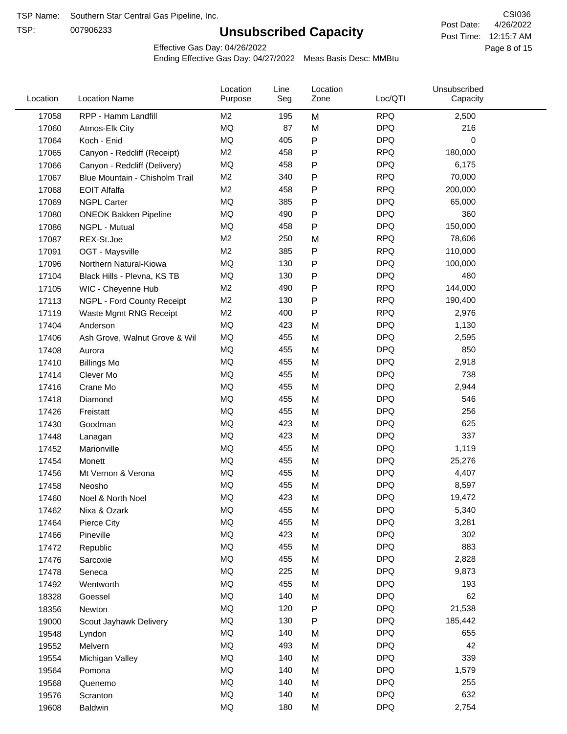TSP Name: Southern Star Central Gas Pipeline, Inc.
TSP: 007906233

# Unsubscribed Capacity

CSI036
Post Date: 4/26/2022
Post Time: 12:15:7 AM

Effective Gas Day: 04/26/2022
Ending Effective Gas Day: 04/27/2022  Meas Basis Desc: MMBtu

| Location | Location Name | Location Purpose | Line Seg | Location Zone | Loc/QTI | Unsubscribed Capacity |
|---|---|---|---|---|---|---|
| 17058 | RPP - Hamm Landfill | M2 | 195 | M | RPQ | 2,500 |
| 17060 | Atmos-Elk City | MQ | 87 | M | DPQ | 216 |
| 17064 | Koch - Enid | MQ | 405 | P | DPQ | 0 |
| 17065 | Canyon - Redcliff (Receipt) | M2 | 458 | P | RPQ | 180,000 |
| 17066 | Canyon - Redcliff (Delivery) | MQ | 458 | P | DPQ | 6,175 |
| 17067 | Blue Mountain - Chisholm Trail | M2 | 340 | P | RPQ | 70,000 |
| 17068 | EOIT Alfalfa | M2 | 458 | P | RPQ | 200,000 |
| 17069 | NGPL Carter | MQ | 385 | P | DPQ | 65,000 |
| 17080 | ONEOK Bakken Pipeline | MQ | 490 | P | DPQ | 360 |
| 17086 | NGPL - Mutual | MQ | 458 | P | DPQ | 150,000 |
| 17087 | REX-St.Joe | M2 | 250 | M | RPQ | 78,606 |
| 17091 | OGT - Maysville | M2 | 385 | P | RPQ | 110,000 |
| 17096 | Northern Natural-Kiowa | MQ | 130 | P | DPQ | 100,000 |
| 17104 | Black Hills - Plevna, KS TB | MQ | 130 | P | DPQ | 480 |
| 17105 | WIC - Cheyenne Hub | M2 | 490 | P | RPQ | 144,000 |
| 17113 | NGPL - Ford County Receipt | M2 | 130 | P | RPQ | 190,400 |
| 17119 | Waste Mgmt RNG Receipt | M2 | 400 | P | RPQ | 2,976 |
| 17404 | Anderson | MQ | 423 | M | DPQ | 1,130 |
| 17406 | Ash Grove, Walnut Grove & Wil | MQ | 455 | M | DPQ | 2,595 |
| 17408 | Aurora | MQ | 455 | M | DPQ | 850 |
| 17410 | Billings Mo | MQ | 455 | M | DPQ | 2,918 |
| 17414 | Clever Mo | MQ | 455 | M | DPQ | 738 |
| 17416 | Crane Mo | MQ | 455 | M | DPQ | 2,944 |
| 17418 | Diamond | MQ | 455 | M | DPQ | 546 |
| 17426 | Freistatt | MQ | 455 | M | DPQ | 256 |
| 17430 | Goodman | MQ | 423 | M | DPQ | 625 |
| 17448 | Lanagan | MQ | 423 | M | DPQ | 337 |
| 17452 | Marionville | MQ | 455 | M | DPQ | 1,119 |
| 17454 | Monett | MQ | 455 | M | DPQ | 25,276 |
| 17456 | Mt Vernon & Verona | MQ | 455 | M | DPQ | 4,407 |
| 17458 | Neosho | MQ | 455 | M | DPQ | 8,597 |
| 17460 | Noel & North Noel | MQ | 423 | M | DPQ | 19,472 |
| 17462 | Nixa & Ozark | MQ | 455 | M | DPQ | 5,340 |
| 17464 | Pierce City | MQ | 455 | M | DPQ | 3,281 |
| 17466 | Pineville | MQ | 423 | M | DPQ | 302 |
| 17472 | Republic | MQ | 455 | M | DPQ | 883 |
| 17476 | Sarcoxie | MQ | 455 | M | DPQ | 2,828 |
| 17478 | Seneca | MQ | 225 | M | DPQ | 9,873 |
| 17492 | Wentworth | MQ | 455 | M | DPQ | 193 |
| 18328 | Goessel | MQ | 140 | M | DPQ | 62 |
| 18356 | Newton | MQ | 120 | P | DPQ | 21,538 |
| 19000 | Scout Jayhawk Delivery | MQ | 130 | P | DPQ | 185,442 |
| 19548 | Lyndon | MQ | 140 | M | DPQ | 655 |
| 19552 | Melvern | MQ | 493 | M | DPQ | 42 |
| 19554 | Michigan Valley | MQ | 140 | M | DPQ | 339 |
| 19564 | Pomona | MQ | 140 | M | DPQ | 1,579 |
| 19568 | Quenemo | MQ | 140 | M | DPQ | 255 |
| 19576 | Scranton | MQ | 140 | M | DPQ | 632 |
| 19608 | Baldwin | MQ | 180 | M | DPQ | 2,754 |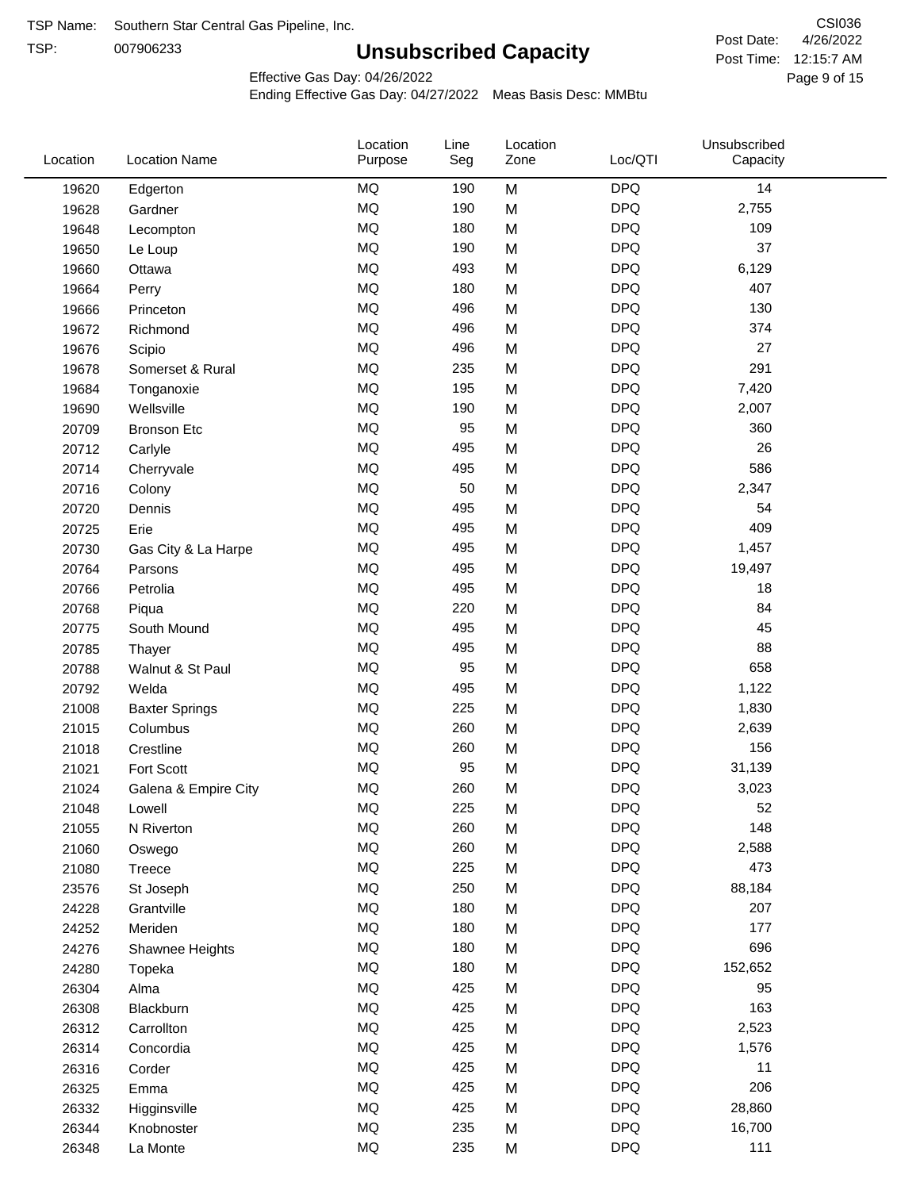TSP Name: Southern Star Central Gas Pipeline, Inc.
TSP: 007906233

# Unsubscribed Capacity

CSI036
Post Date: 4/26/2022
Post Time: 12:15:7 AM

Effective Gas Day: 04/26/2022
Ending Effective Gas Day: 04/27/2022 Meas Basis Desc: MMBtu

| Location | Location Name | Location Purpose | Line Seg | Location Zone | Loc/QTI | Unsubscribed Capacity |
|---|---|---|---|---|---|---|
| 19620 | Edgerton | MQ | 190 | M | DPQ | 14 |
| 19628 | Gardner | MQ | 190 | M | DPQ | 2,755 |
| 19648 | Lecompton | MQ | 180 | M | DPQ | 109 |
| 19650 | Le Loup | MQ | 190 | M | DPQ | 37 |
| 19660 | Ottawa | MQ | 493 | M | DPQ | 6,129 |
| 19664 | Perry | MQ | 180 | M | DPQ | 407 |
| 19666 | Princeton | MQ | 496 | M | DPQ | 130 |
| 19672 | Richmond | MQ | 496 | M | DPQ | 374 |
| 19676 | Scipio | MQ | 496 | M | DPQ | 27 |
| 19678 | Somerset & Rural | MQ | 235 | M | DPQ | 291 |
| 19684 | Tonganoxie | MQ | 195 | M | DPQ | 7,420 |
| 19690 | Wellsville | MQ | 190 | M | DPQ | 2,007 |
| 20709 | Bronson Etc | MQ | 95 | M | DPQ | 360 |
| 20712 | Carlyle | MQ | 495 | M | DPQ | 26 |
| 20714 | Cherryvale | MQ | 495 | M | DPQ | 586 |
| 20716 | Colony | MQ | 50 | M | DPQ | 2,347 |
| 20720 | Dennis | MQ | 495 | M | DPQ | 54 |
| 20725 | Erie | MQ | 495 | M | DPQ | 409 |
| 20730 | Gas City & La Harpe | MQ | 495 | M | DPQ | 1,457 |
| 20764 | Parsons | MQ | 495 | M | DPQ | 19,497 |
| 20766 | Petrolia | MQ | 495 | M | DPQ | 18 |
| 20768 | Piqua | MQ | 220 | M | DPQ | 84 |
| 20775 | South Mound | MQ | 495 | M | DPQ | 45 |
| 20785 | Thayer | MQ | 495 | M | DPQ | 88 |
| 20788 | Walnut & St Paul | MQ | 95 | M | DPQ | 658 |
| 20792 | Welda | MQ | 495 | M | DPQ | 1,122 |
| 21008 | Baxter Springs | MQ | 225 | M | DPQ | 1,830 |
| 21015 | Columbus | MQ | 260 | M | DPQ | 2,639 |
| 21018 | Crestline | MQ | 260 | M | DPQ | 156 |
| 21021 | Fort Scott | MQ | 95 | M | DPQ | 31,139 |
| 21024 | Galena & Empire City | MQ | 260 | M | DPQ | 3,023 |
| 21048 | Lowell | MQ | 225 | M | DPQ | 52 |
| 21055 | N Riverton | MQ | 260 | M | DPQ | 148 |
| 21060 | Oswego | MQ | 260 | M | DPQ | 2,588 |
| 21080 | Treece | MQ | 225 | M | DPQ | 473 |
| 23576 | St Joseph | MQ | 250 | M | DPQ | 88,184 |
| 24228 | Grantville | MQ | 180 | M | DPQ | 207 |
| 24252 | Meriden | MQ | 180 | M | DPQ | 177 |
| 24276 | Shawnee Heights | MQ | 180 | M | DPQ | 696 |
| 24280 | Topeka | MQ | 180 | M | DPQ | 152,652 |
| 26304 | Alma | MQ | 425 | M | DPQ | 95 |
| 26308 | Blackburn | MQ | 425 | M | DPQ | 163 |
| 26312 | Carrollton | MQ | 425 | M | DPQ | 2,523 |
| 26314 | Concordia | MQ | 425 | M | DPQ | 1,576 |
| 26316 | Corder | MQ | 425 | M | DPQ | 11 |
| 26325 | Emma | MQ | 425 | M | DPQ | 206 |
| 26332 | Higginsville | MQ | 425 | M | DPQ | 28,860 |
| 26344 | Knobnoster | MQ | 235 | M | DPQ | 16,700 |
| 26348 | La Monte | MQ | 235 | M | DPQ | 111 |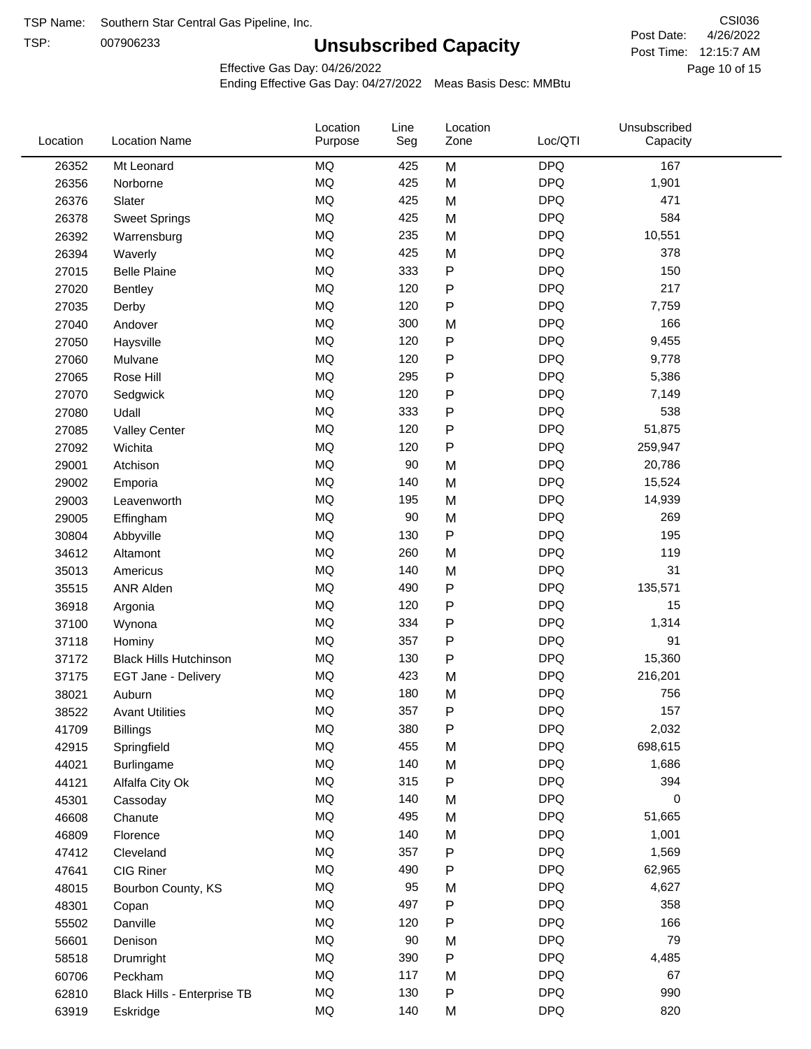TSP Name: Southern Star Central Gas Pipeline, Inc.

TSP: 007906233

# Unsubscribed Capacity

CSI036

Post Date: 4/26/2022

Post Time: 12:15:7 AM

Effective Gas Day: 04/26/2022

Ending Effective Gas Day: 04/27/2022 Meas Basis Desc: MMBtu

| Location | Location Name | Location Purpose | Line Seg | Location Zone | Loc/QTI | Unsubscribed Capacity |
|---|---|---|---|---|---|---|
| 26352 | Mt Leonard | MQ | 425 | M | DPQ | 167 |
| 26356 | Norborne | MQ | 425 | M | DPQ | 1,901 |
| 26376 | Slater | MQ | 425 | M | DPQ | 471 |
| 26378 | Sweet Springs | MQ | 425 | M | DPQ | 584 |
| 26392 | Warrensburg | MQ | 235 | M | DPQ | 10,551 |
| 26394 | Waverly | MQ | 425 | M | DPQ | 378 |
| 27015 | Belle Plaine | MQ | 333 | P | DPQ | 150 |
| 27020 | Bentley | MQ | 120 | P | DPQ | 217 |
| 27035 | Derby | MQ | 120 | P | DPQ | 7,759 |
| 27040 | Andover | MQ | 300 | M | DPQ | 166 |
| 27050 | Haysville | MQ | 120 | P | DPQ | 9,455 |
| 27060 | Mulvane | MQ | 120 | P | DPQ | 9,778 |
| 27065 | Rose Hill | MQ | 295 | P | DPQ | 5,386 |
| 27070 | Sedgwick | MQ | 120 | P | DPQ | 7,149 |
| 27080 | Udall | MQ | 333 | P | DPQ | 538 |
| 27085 | Valley Center | MQ | 120 | P | DPQ | 51,875 |
| 27092 | Wichita | MQ | 120 | P | DPQ | 259,947 |
| 29001 | Atchison | MQ | 90 | M | DPQ | 20,786 |
| 29002 | Emporia | MQ | 140 | M | DPQ | 15,524 |
| 29003 | Leavenworth | MQ | 195 | M | DPQ | 14,939 |
| 29005 | Effingham | MQ | 90 | M | DPQ | 269 |
| 30804 | Abbyville | MQ | 130 | P | DPQ | 195 |
| 34612 | Altamont | MQ | 260 | M | DPQ | 119 |
| 35013 | Americus | MQ | 140 | M | DPQ | 31 |
| 35515 | ANR Alden | MQ | 490 | P | DPQ | 135,571 |
| 36918 | Argonia | MQ | 120 | P | DPQ | 15 |
| 37100 | Wynona | MQ | 334 | P | DPQ | 1,314 |
| 37118 | Hominy | MQ | 357 | P | DPQ | 91 |
| 37172 | Black Hills Hutchinson | MQ | 130 | P | DPQ | 15,360 |
| 37175 | EGT Jane - Delivery | MQ | 423 | M | DPQ | 216,201 |
| 38021 | Auburn | MQ | 180 | M | DPQ | 756 |
| 38522 | Avant Utilities | MQ | 357 | P | DPQ | 157 |
| 41709 | Billings | MQ | 380 | P | DPQ | 2,032 |
| 42915 | Springfield | MQ | 455 | M | DPQ | 698,615 |
| 44021 | Burlingame | MQ | 140 | M | DPQ | 1,686 |
| 44121 | Alfalfa City Ok | MQ | 315 | P | DPQ | 394 |
| 45301 | Cassoday | MQ | 140 | M | DPQ | 0 |
| 46608 | Chanute | MQ | 495 | M | DPQ | 51,665 |
| 46809 | Florence | MQ | 140 | M | DPQ | 1,001 |
| 47412 | Cleveland | MQ | 357 | P | DPQ | 1,569 |
| 47641 | CIG Riner | MQ | 490 | P | DPQ | 62,965 |
| 48015 | Bourbon County, KS | MQ | 95 | M | DPQ | 4,627 |
| 48301 | Copan | MQ | 497 | P | DPQ | 358 |
| 55502 | Danville | MQ | 120 | P | DPQ | 166 |
| 56601 | Denison | MQ | 90 | M | DPQ | 79 |
| 58518 | Drumright | MQ | 390 | P | DPQ | 4,485 |
| 60706 | Peckham | MQ | 117 | M | DPQ | 67 |
| 62810 | Black Hills - Enterprise TB | MQ | 130 | P | DPQ | 990 |
| 63919 | Eskridge | MQ | 140 | M | DPQ | 820 |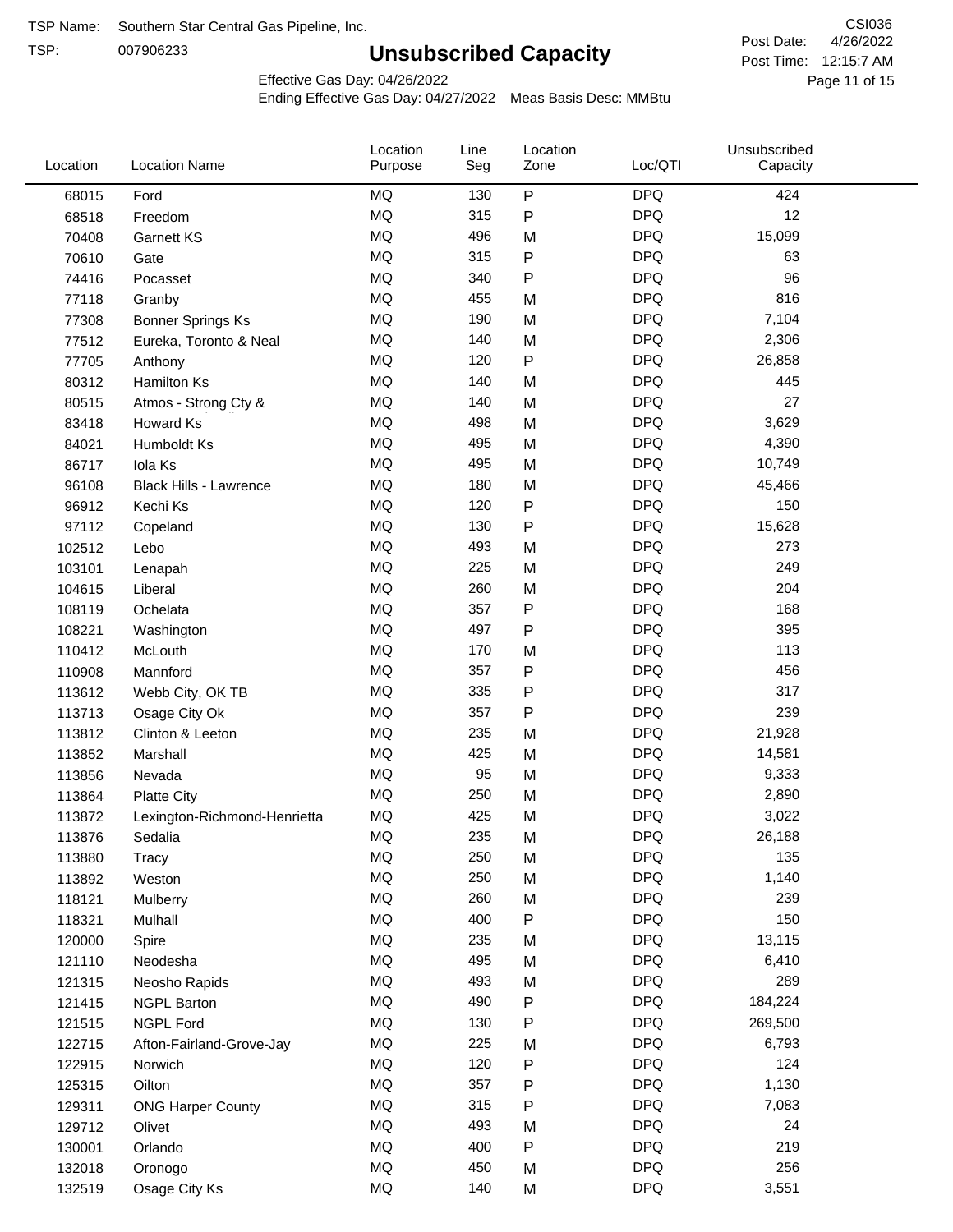TSP Name: Southern Star Central Gas Pipeline, Inc.

TSP: 007906233

# Unsubscribed Capacity

CSI036

Post Date: 4/26/2022

Post Time: 12:15:7 AM

Effective Gas Day: 04/26/2022

Ending Effective Gas Day: 04/27/2022 Meas Basis Desc: MMBtu

| Location | Location Name | Location Purpose | Line Seg | Location Zone | Loc/QTI | Unsubscribed Capacity |
|---|---|---|---|---|---|---|
| 68015 | Ford | MQ | 130 | P | DPQ | 424 |
| 68518 | Freedom | MQ | 315 | P | DPQ | 12 |
| 70408 | Garnett KS | MQ | 496 | M | DPQ | 15,099 |
| 70610 | Gate | MQ | 315 | P | DPQ | 63 |
| 74416 | Pocasset | MQ | 340 | P | DPQ | 96 |
| 77118 | Granby | MQ | 455 | M | DPQ | 816 |
| 77308 | Bonner Springs Ks | MQ | 190 | M | DPQ | 7,104 |
| 77512 | Eureka, Toronto & Neal | MQ | 140 | M | DPQ | 2,306 |
| 77705 | Anthony | MQ | 120 | P | DPQ | 26,858 |
| 80312 | Hamilton Ks | MQ | 140 | M | DPQ | 445 |
| 80515 | Atmos - Strong Cty & | MQ | 140 | M | DPQ | 27 |
| 83418 | Howard Ks | MQ | 498 | M | DPQ | 3,629 |
| 84021 | Humboldt Ks | MQ | 495 | M | DPQ | 4,390 |
| 86717 | Iola Ks | MQ | 495 | M | DPQ | 10,749 |
| 96108 | Black Hills - Lawrence | MQ | 180 | M | DPQ | 45,466 |
| 96912 | Kechi Ks | MQ | 120 | P | DPQ | 150 |
| 97112 | Copeland | MQ | 130 | P | DPQ | 15,628 |
| 102512 | Lebo | MQ | 493 | M | DPQ | 273 |
| 103101 | Lenapah | MQ | 225 | M | DPQ | 249 |
| 104615 | Liberal | MQ | 260 | M | DPQ | 204 |
| 108119 | Ochelata | MQ | 357 | P | DPQ | 168 |
| 108221 | Washington | MQ | 497 | P | DPQ | 395 |
| 110412 | McLouth | MQ | 170 | M | DPQ | 113 |
| 110908 | Mannford | MQ | 357 | P | DPQ | 456 |
| 113612 | Webb City, OK TB | MQ | 335 | P | DPQ | 317 |
| 113713 | Osage City Ok | MQ | 357 | P | DPQ | 239 |
| 113812 | Clinton & Leeton | MQ | 235 | M | DPQ | 21,928 |
| 113852 | Marshall | MQ | 425 | M | DPQ | 14,581 |
| 113856 | Nevada | MQ | 95 | M | DPQ | 9,333 |
| 113864 | Platte City | MQ | 250 | M | DPQ | 2,890 |
| 113872 | Lexington-Richmond-Henrietta | MQ | 425 | M | DPQ | 3,022 |
| 113876 | Sedalia | MQ | 235 | M | DPQ | 26,188 |
| 113880 | Tracy | MQ | 250 | M | DPQ | 135 |
| 113892 | Weston | MQ | 250 | M | DPQ | 1,140 |
| 118121 | Mulberry | MQ | 260 | M | DPQ | 239 |
| 118321 | Mulhall | MQ | 400 | P | DPQ | 150 |
| 120000 | Spire | MQ | 235 | M | DPQ | 13,115 |
| 121110 | Neodesha | MQ | 495 | M | DPQ | 6,410 |
| 121315 | Neosho Rapids | MQ | 493 | M | DPQ | 289 |
| 121415 | NGPL Barton | MQ | 490 | P | DPQ | 184,224 |
| 121515 | NGPL Ford | MQ | 130 | P | DPQ | 269,500 |
| 122715 | Afton-Fairland-Grove-Jay | MQ | 225 | M | DPQ | 6,793 |
| 122915 | Norwich | MQ | 120 | P | DPQ | 124 |
| 125315 | Oilton | MQ | 357 | P | DPQ | 1,130 |
| 129311 | ONG Harper County | MQ | 315 | P | DPQ | 7,083 |
| 129712 | Olivet | MQ | 493 | M | DPQ | 24 |
| 130001 | Orlando | MQ | 400 | P | DPQ | 219 |
| 132018 | Oronogo | MQ | 450 | M | DPQ | 256 |
| 132519 | Osage City Ks | MQ | 140 | M | DPQ | 3,551 |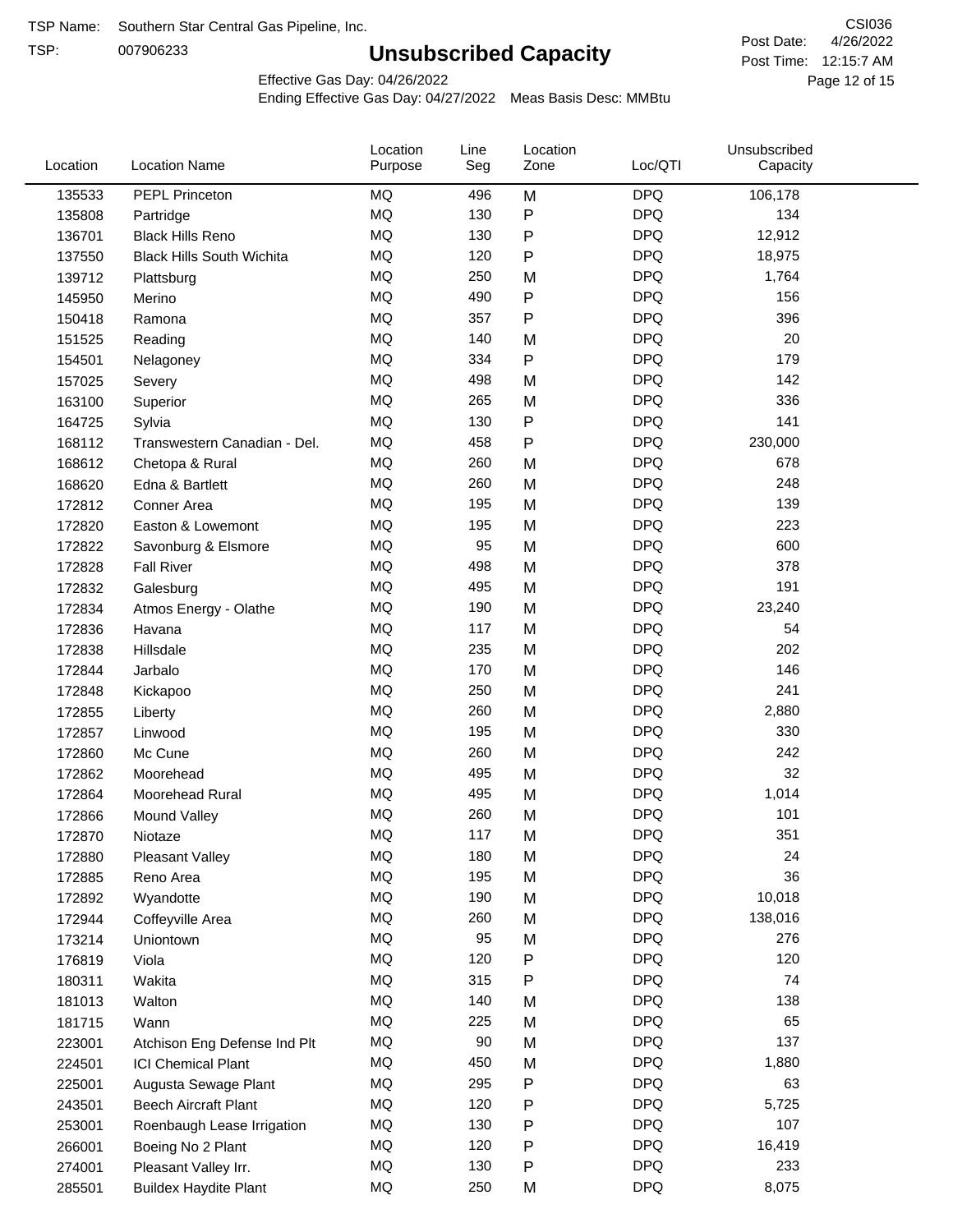TSP Name: Southern Star Central Gas Pipeline, Inc.

TSP: 007906233

# Unsubscribed Capacity

CSI036

Post Date: 4/26/2022

Post Time: 12:15:7 AM

Effective Gas Day: 04/26/2022

Ending Effective Gas Day: 04/27/2022 Meas Basis Desc: MMBtu

| Location | Location Name | Location Purpose | Line Seg | Location Zone | Loc/QTI | Unsubscribed Capacity |
|---|---|---|---|---|---|---|
| 135533 | PEPL Princeton | MQ | 496 | M | DPQ | 106,178 |
| 135808 | Partridge | MQ | 130 | P | DPQ | 134 |
| 136701 | Black Hills Reno | MQ | 130 | P | DPQ | 12,912 |
| 137550 | Black Hills South Wichita | MQ | 120 | P | DPQ | 18,975 |
| 139712 | Plattsburg | MQ | 250 | M | DPQ | 1,764 |
| 145950 | Merino | MQ | 490 | P | DPQ | 156 |
| 150418 | Ramona | MQ | 357 | P | DPQ | 396 |
| 151525 | Reading | MQ | 140 | M | DPQ | 20 |
| 154501 | Nelagoney | MQ | 334 | P | DPQ | 179 |
| 157025 | Severy | MQ | 498 | M | DPQ | 142 |
| 163100 | Superior | MQ | 265 | M | DPQ | 336 |
| 164725 | Sylvia | MQ | 130 | P | DPQ | 141 |
| 168112 | Transwestern Canadian - Del. | MQ | 458 | P | DPQ | 230,000 |
| 168612 | Chetopa & Rural | MQ | 260 | M | DPQ | 678 |
| 168620 | Edna & Bartlett | MQ | 260 | M | DPQ | 248 |
| 172812 | Conner Area | MQ | 195 | M | DPQ | 139 |
| 172820 | Easton & Lowemont | MQ | 195 | M | DPQ | 223 |
| 172822 | Savonburg & Elsmore | MQ | 95 | M | DPQ | 600 |
| 172828 | Fall River | MQ | 498 | M | DPQ | 378 |
| 172832 | Galesburg | MQ | 495 | M | DPQ | 191 |
| 172834 | Atmos Energy - Olathe | MQ | 190 | M | DPQ | 23,240 |
| 172836 | Havana | MQ | 117 | M | DPQ | 54 |
| 172838 | Hillsdale | MQ | 235 | M | DPQ | 202 |
| 172844 | Jarbalo | MQ | 170 | M | DPQ | 146 |
| 172848 | Kickapoo | MQ | 250 | M | DPQ | 241 |
| 172855 | Liberty | MQ | 260 | M | DPQ | 2,880 |
| 172857 | Linwood | MQ | 195 | M | DPQ | 330 |
| 172860 | Mc Cune | MQ | 260 | M | DPQ | 242 |
| 172862 | Moorehead | MQ | 495 | M | DPQ | 32 |
| 172864 | Moorehead Rural | MQ | 495 | M | DPQ | 1,014 |
| 172866 | Mound Valley | MQ | 260 | M | DPQ | 101 |
| 172870 | Niotaze | MQ | 117 | M | DPQ | 351 |
| 172880 | Pleasant Valley | MQ | 180 | M | DPQ | 24 |
| 172885 | Reno Area | MQ | 195 | M | DPQ | 36 |
| 172892 | Wyandotte | MQ | 190 | M | DPQ | 10,018 |
| 172944 | Coffeyville Area | MQ | 260 | M | DPQ | 138,016 |
| 173214 | Uniontown | MQ | 95 | M | DPQ | 276 |
| 176819 | Viola | MQ | 120 | P | DPQ | 120 |
| 180311 | Wakita | MQ | 315 | P | DPQ | 74 |
| 181013 | Walton | MQ | 140 | M | DPQ | 138 |
| 181715 | Wann | MQ | 225 | M | DPQ | 65 |
| 223001 | Atchison Eng Defense Ind Plt | MQ | 90 | M | DPQ | 137 |
| 224501 | ICI Chemical Plant | MQ | 450 | M | DPQ | 1,880 |
| 225001 | Augusta Sewage Plant | MQ | 295 | P | DPQ | 63 |
| 243501 | Beech Aircraft Plant | MQ | 120 | P | DPQ | 5,725 |
| 253001 | Roenbaugh Lease Irrigation | MQ | 130 | P | DPQ | 107 |
| 266001 | Boeing No 2 Plant | MQ | 120 | P | DPQ | 16,419 |
| 274001 | Pleasant Valley Irr. | MQ | 130 | P | DPQ | 233 |
| 285501 | Buildex Haydite Plant | MQ | 250 | M | DPQ | 8,075 |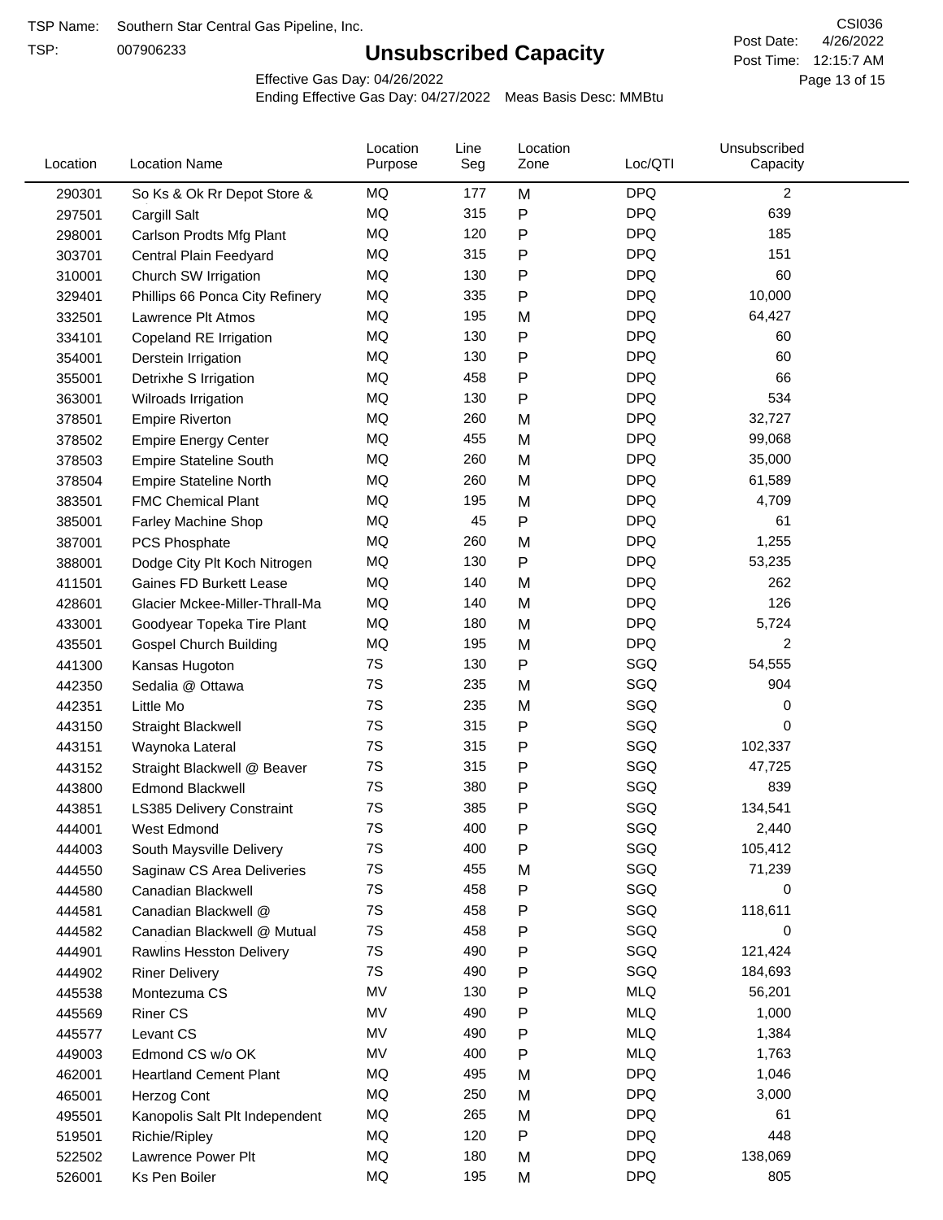TSP Name: Southern Star Central Gas Pipeline, Inc.

TSP: 007906233

# Unsubscribed Capacity

CSI036

Post Date: 4/26/2022

Post Time: 12:15:7 AM

Effective Gas Day: 04/26/2022

Ending Effective Gas Day: 04/27/2022 Meas Basis Desc: MMBtu

| Location | Location Name | Location Purpose | Line Seg | Location Zone | Loc/QTI | Unsubscribed Capacity |
|---|---|---|---|---|---|---|
| 290301 | So Ks & Ok Rr Depot Store & | MQ | 177 | M | DPQ | 2 |
| 297501 | Cargill Salt | MQ | 315 | P | DPQ | 639 |
| 298001 | Carlson Prodts Mfg Plant | MQ | 120 | P | DPQ | 185 |
| 303701 | Central Plain Feedyard | MQ | 315 | P | DPQ | 151 |
| 310001 | Church SW Irrigation | MQ | 130 | P | DPQ | 60 |
| 329401 | Phillips 66 Ponca City Refinery | MQ | 335 | P | DPQ | 10,000 |
| 332501 | Lawrence Plt Atmos | MQ | 195 | M | DPQ | 64,427 |
| 334101 | Copeland RE Irrigation | MQ | 130 | P | DPQ | 60 |
| 354001 | Derstein Irrigation | MQ | 130 | P | DPQ | 60 |
| 355001 | Detrixhe S Irrigation | MQ | 458 | P | DPQ | 66 |
| 363001 | Wilroads Irrigation | MQ | 130 | P | DPQ | 534 |
| 378501 | Empire Riverton | MQ | 260 | M | DPQ | 32,727 |
| 378502 | Empire Energy Center | MQ | 455 | M | DPQ | 99,068 |
| 378503 | Empire Stateline South | MQ | 260 | M | DPQ | 35,000 |
| 378504 | Empire Stateline North | MQ | 260 | M | DPQ | 61,589 |
| 383501 | FMC Chemical Plant | MQ | 195 | M | DPQ | 4,709 |
| 385001 | Farley Machine Shop | MQ | 45 | P | DPQ | 61 |
| 387001 | PCS Phosphate | MQ | 260 | M | DPQ | 1,255 |
| 388001 | Dodge City Plt Koch Nitrogen | MQ | 130 | P | DPQ | 53,235 |
| 411501 | Gaines FD Burkett Lease | MQ | 140 | M | DPQ | 262 |
| 428601 | Glacier Mckee-Miller-Thrall-Ma | MQ | 140 | M | DPQ | 126 |
| 433001 | Goodyear Topeka Tire Plant | MQ | 180 | M | DPQ | 5,724 |
| 435501 | Gospel Church Building | MQ | 195 | M | DPQ | 2 |
| 441300 | Kansas Hugoton | 7S | 130 | P | SGQ | 54,555 |
| 442350 | Sedalia @ Ottawa | 7S | 235 | M | SGQ | 904 |
| 442351 | Little Mo | 7S | 235 | M | SGQ | 0 |
| 443150 | Straight Blackwell | 7S | 315 | P | SGQ | 0 |
| 443151 | Waynoka Lateral | 7S | 315 | P | SGQ | 102,337 |
| 443152 | Straight Blackwell @ Beaver | 7S | 315 | P | SGQ | 47,725 |
| 443800 | Edmond Blackwell | 7S | 380 | P | SGQ | 839 |
| 443851 | LS385 Delivery Constraint | 7S | 385 | P | SGQ | 134,541 |
| 444001 | West Edmond | 7S | 400 | P | SGQ | 2,440 |
| 444003 | South Maysville Delivery | 7S | 400 | P | SGQ | 105,412 |
| 444550 | Saginaw CS Area Deliveries | 7S | 455 | M | SGQ | 71,239 |
| 444580 | Canadian Blackwell | 7S | 458 | P | SGQ | 0 |
| 444581 | Canadian Blackwell @ | 7S | 458 | P | SGQ | 118,611 |
| 444582 | Canadian Blackwell @ Mutual | 7S | 458 | P | SGQ | 0 |
| 444901 | Rawlins Hesston Delivery | 7S | 490 | P | SGQ | 121,424 |
| 444902 | Riner Delivery | 7S | 490 | P | SGQ | 184,693 |
| 445538 | Montezuma CS | MV | 130 | P | MLQ | 56,201 |
| 445569 | Riner CS | MV | 490 | P | MLQ | 1,000 |
| 445577 | Levant CS | MV | 490 | P | MLQ | 1,384 |
| 449003 | Edmond CS w/o OK | MV | 400 | P | MLQ | 1,763 |
| 462001 | Heartland Cement Plant | MQ | 495 | M | DPQ | 1,046 |
| 465001 | Herzog Cont | MQ | 250 | M | DPQ | 3,000 |
| 495501 | Kanopolis Salt Plt Independent | MQ | 265 | M | DPQ | 61 |
| 519501 | Richie/Ripley | MQ | 120 | P | DPQ | 448 |
| 522502 | Lawrence Power Plt | MQ | 180 | M | DPQ | 138,069 |
| 526001 | Ks Pen Boiler | MQ | 195 | M | DPQ | 805 |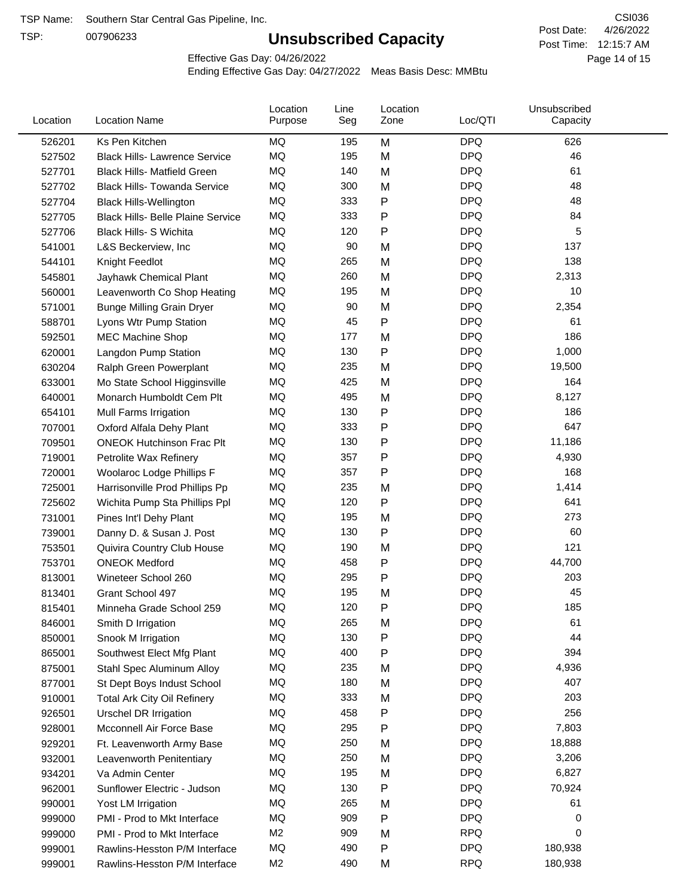TSP Name: Southern Star Central Gas Pipeline, Inc.

TSP: 007906233

# Unsubscribed Capacity

CSI036

Post Date: 4/26/2022

Post Time: 12:15:7 AM

Effective Gas Day: 04/26/2022

Ending Effective Gas Day: 04/27/2022 Meas Basis Desc: MMBtu

| Location | Location Name | Location Purpose | Line Seg | Location Zone | Loc/QTI | Unsubscribed Capacity |
|---|---|---|---|---|---|---|
| 526201 | Ks Pen Kitchen | MQ | 195 | M | DPQ | 626 |
| 527502 | Black Hills- Lawrence Service | MQ | 195 | M | DPQ | 46 |
| 527701 | Black Hills- Matfield Green | MQ | 140 | M | DPQ | 61 |
| 527702 | Black Hills- Towanda Service | MQ | 300 | M | DPQ | 48 |
| 527704 | Black Hills-Wellington | MQ | 333 | P | DPQ | 48 |
| 527705 | Black Hills- Belle Plaine Service | MQ | 333 | P | DPQ | 84 |
| 527706 | Black Hills- S Wichita | MQ | 120 | P | DPQ | 5 |
| 541001 | L&S Beckerview, Inc | MQ | 90 | M | DPQ | 137 |
| 544101 | Knight Feedlot | MQ | 265 | M | DPQ | 138 |
| 545801 | Jayhawk Chemical Plant | MQ | 260 | M | DPQ | 2,313 |
| 560001 | Leavenworth Co Shop Heating | MQ | 195 | M | DPQ | 10 |
| 571001 | Bunge Milling Grain Dryer | MQ | 90 | M | DPQ | 2,354 |
| 588701 | Lyons Wtr Pump Station | MQ | 45 | P | DPQ | 61 |
| 592501 | MEC Machine Shop | MQ | 177 | M | DPQ | 186 |
| 620001 | Langdon Pump Station | MQ | 130 | P | DPQ | 1,000 |
| 630204 | Ralph Green Powerplant | MQ | 235 | M | DPQ | 19,500 |
| 633001 | Mo State School Higginsville | MQ | 425 | M | DPQ | 164 |
| 640001 | Monarch Humboldt Cem Plt | MQ | 495 | M | DPQ | 8,127 |
| 654101 | Mull Farms Irrigation | MQ | 130 | P | DPQ | 186 |
| 707001 | Oxford Alfala Dehy Plant | MQ | 333 | P | DPQ | 647 |
| 709501 | ONEOK Hutchinson Frac Plt | MQ | 130 | P | DPQ | 11,186 |
| 719001 | Petrolite Wax Refinery | MQ | 357 | P | DPQ | 4,930 |
| 720001 | Woolaroc Lodge Phillips F | MQ | 357 | P | DPQ | 168 |
| 725001 | Harrisonville Prod Phillips Pp | MQ | 235 | M | DPQ | 1,414 |
| 725602 | Wichita Pump Sta Phillips Ppl | MQ | 120 | P | DPQ | 641 |
| 731001 | Pines Int'l Dehy Plant | MQ | 195 | M | DPQ | 273 |
| 739001 | Danny D. & Susan J. Post | MQ | 130 | P | DPQ | 60 |
| 753501 | Quivira Country Club House | MQ | 190 | M | DPQ | 121 |
| 753701 | ONEOK Medford | MQ | 458 | P | DPQ | 44,700 |
| 813001 | Wineteer School 260 | MQ | 295 | P | DPQ | 203 |
| 813401 | Grant School 497 | MQ | 195 | M | DPQ | 45 |
| 815401 | Minneha Grade School 259 | MQ | 120 | P | DPQ | 185 |
| 846001 | Smith D Irrigation | MQ | 265 | M | DPQ | 61 |
| 850001 | Snook M Irrigation | MQ | 130 | P | DPQ | 44 |
| 865001 | Southwest Elect Mfg Plant | MQ | 400 | P | DPQ | 394 |
| 875001 | Stahl Spec Aluminum Alloy | MQ | 235 | M | DPQ | 4,936 |
| 877001 | St Dept Boys Indust School | MQ | 180 | M | DPQ | 407 |
| 910001 | Total Ark City Oil Refinery | MQ | 333 | M | DPQ | 203 |
| 926501 | Urschel DR Irrigation | MQ | 458 | P | DPQ | 256 |
| 928001 | Mcconnell Air Force Base | MQ | 295 | P | DPQ | 7,803 |
| 929201 | Ft. Leavenworth Army Base | MQ | 250 | M | DPQ | 18,888 |
| 932001 | Leavenworth Penitentiary | MQ | 250 | M | DPQ | 3,206 |
| 934201 | Va Admin Center | MQ | 195 | M | DPQ | 6,827 |
| 962001 | Sunflower Electric - Judson | MQ | 130 | P | DPQ | 70,924 |
| 990001 | Yost LM Irrigation | MQ | 265 | M | DPQ | 61 |
| 999000 | PMI - Prod to Mkt Interface | MQ | 909 | P | DPQ | 0 |
| 999000 | PMI - Prod to Mkt Interface | M2 | 909 | M | RPQ | 0 |
| 999001 | Rawlins-Hesston P/M Interface | MQ | 490 | P | DPQ | 180,938 |
| 999001 | Rawlins-Hesston P/M Interface | M2 | 490 | M | RPQ | 180,938 |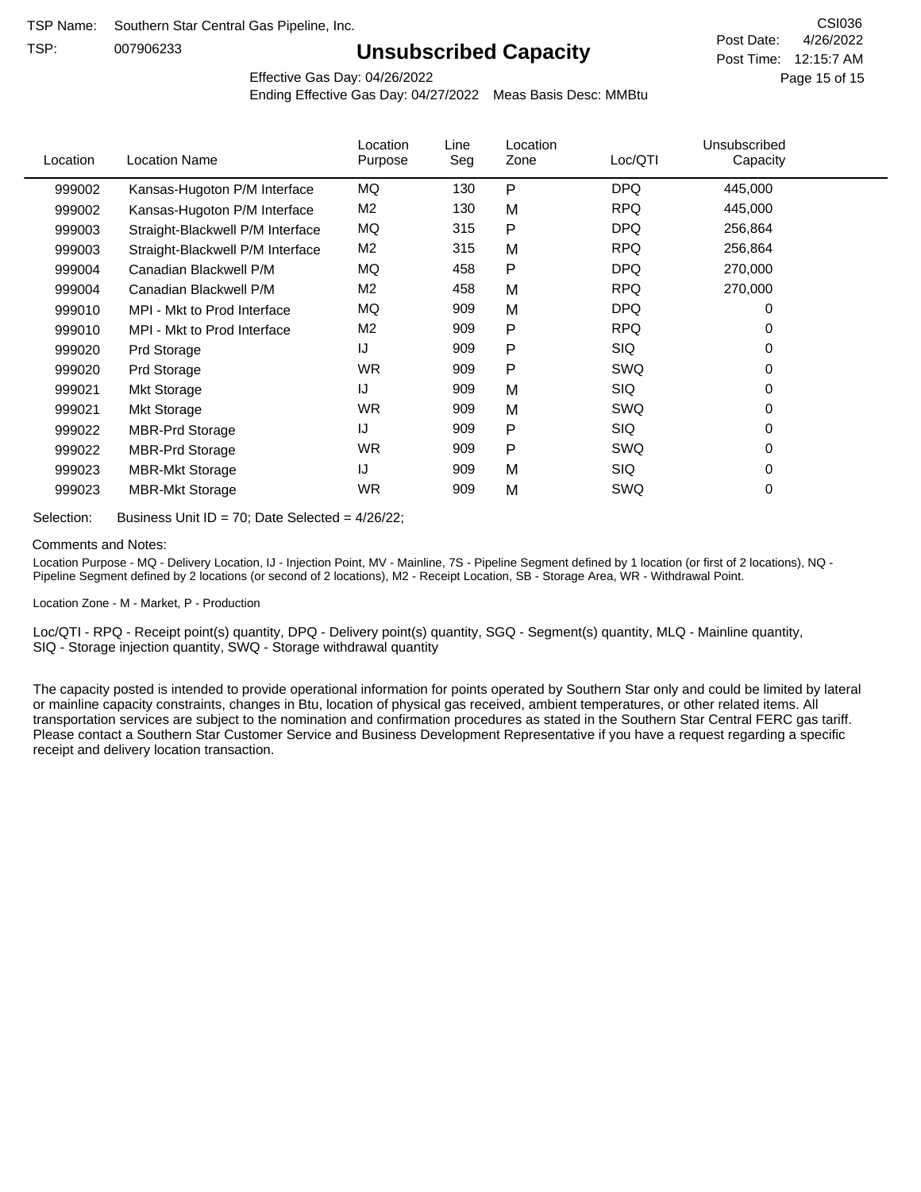TSP Name: Southern Star Central Gas Pipeline, Inc.

TSP: 007906233

# Unsubscribed Capacity

CSI036

Post Date: 4/26/2022

Post Time: 12:15:7 AM

Effective Gas Day: 04/26/2022

Ending Effective Gas Day: 04/27/2022 Meas Basis Desc: MMBtu

| Location | Location Name | Location Purpose | Line Seg | Location Zone | Loc/QTI | Unsubscribed Capacity |
|---|---|---|---|---|---|---|
| 999002 | Kansas-Hugoton P/M Interface | MQ | 130 | P | DPQ | 445,000 |
| 999002 | Kansas-Hugoton P/M Interface | M2 | 130 | M | RPQ | 445,000 |
| 999003 | Straight-Blackwell P/M Interface | MQ | 315 | P | DPQ | 256,864 |
| 999003 | Straight-Blackwell P/M Interface | M2 | 315 | M | RPQ | 256,864 |
| 999004 | Canadian Blackwell P/M | MQ | 458 | P | DPQ | 270,000 |
| 999004 | Canadian Blackwell P/M | M2 | 458 | M | RPQ | 270,000 |
| 999010 | MPI - Mkt to Prod Interface | MQ | 909 | M | DPQ | 0 |
| 999010 | MPI - Mkt to Prod Interface | M2 | 909 | P | RPQ | 0 |
| 999020 | Prd Storage | IJ | 909 | P | SIQ | 0 |
| 999020 | Prd Storage | WR | 909 | P | SWQ | 0 |
| 999021 | Mkt Storage | IJ | 909 | M | SIQ | 0 |
| 999021 | Mkt Storage | WR | 909 | M | SWQ | 0 |
| 999022 | MBR-Prd Storage | IJ | 909 | P | SIQ | 0 |
| 999022 | MBR-Prd Storage | WR | 909 | P | SWQ | 0 |
| 999023 | MBR-Mkt Storage | IJ | 909 | M | SIQ | 0 |
| 999023 | MBR-Mkt Storage | WR | 909 | M | SWQ | 0 |

Selection: Business Unit ID = 70; Date Selected = 4/26/22;

Comments and Notes:

Location Purpose - MQ - Delivery Location, IJ - Injection Point, MV - Mainline, 7S - Pipeline Segment defined by 1 location (or first of 2 locations), NQ - Pipeline Segment defined by 2 locations (or second of 2 locations), M2 - Receipt Location, SB - Storage Area, WR - Withdrawal Point.

Location Zone - M - Market, P - Production

Loc/QTI - RPQ - Receipt point(s) quantity, DPQ - Delivery point(s) quantity, SGQ - Segment(s) quantity, MLQ - Mainline quantity, SIQ - Storage injection quantity, SWQ - Storage withdrawal quantity

The capacity posted is intended to provide operational information for points operated by Southern Star only and could be limited by lateral or mainline capacity constraints, changes in Btu, location of physical gas received, ambient temperatures, or other related items. All transportation services are subject to the nomination and confirmation procedures as stated in the Southern Star Central FERC gas tariff. Please contact a Southern Star Customer Service and Business Development Representative if you have a request regarding a specific receipt and delivery location transaction.